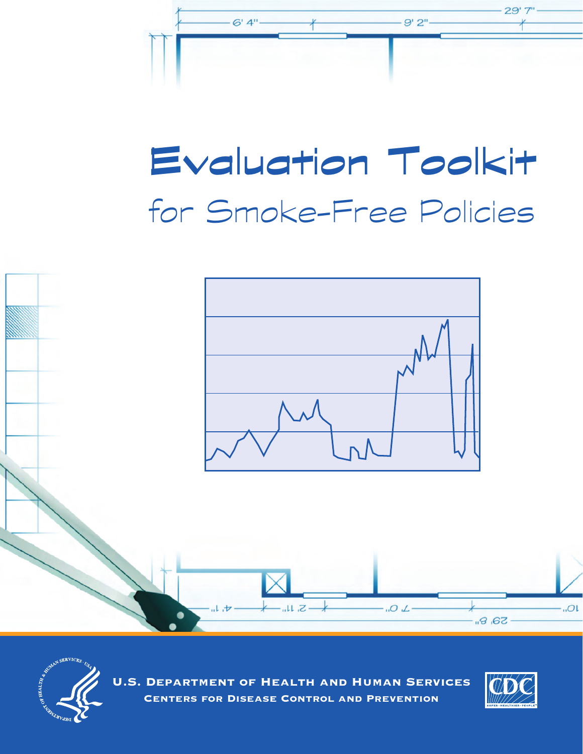# Evaluation Toolkit

## for Smoke-Free Policies

**U.S. Department of Health and Human Services**

**Centers for Disease Control and Prevention**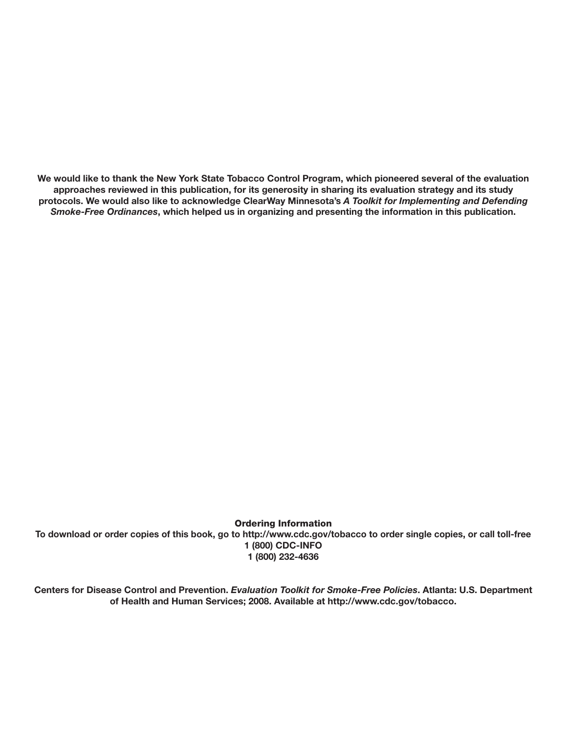**We would like to thank the New York State Tobacco Control Program, which pioneered several of the evaluation approaches reviewed in this publication, for its generosity in sharing its evaluation strategy and its study protocols. We would also like to acknowledge ClearWay Minnesota's *A Toolkit for Implementing and Defending Smoke-Free Ordinances*, which helped us in organizing and presenting the information in this publication.**

**Ordering Information**

**To download or order copies of this book, go to http://www.cdc.gov/tobacco to order single copies, or call toll-free 1 (800) CDC-INFO 1 (800) 232-4636**

**Centers for Disease Control and Prevention. *Evaluation Toolkit for Smoke-Free Policies*. Atlanta: U.S. Department of Health and Human Services; 2008. Available at http://www.cdc.gov/tobacco.**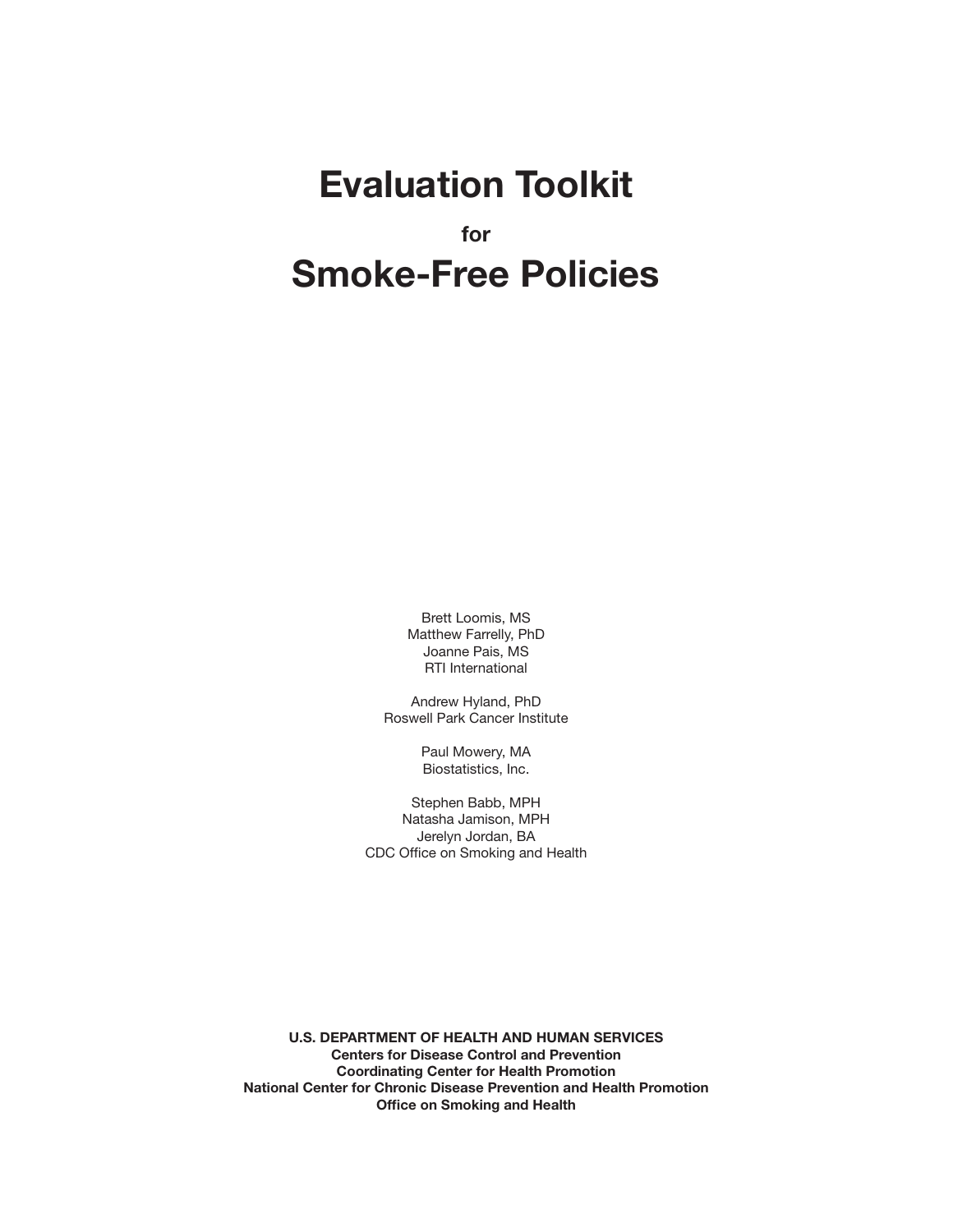# Evaluation Toolkit

**for**

# Smoke-Free Policies

Brett Loomis, MS
Matthew Farrelly, PhD
Joanne Pais, MS
RTI International

Andrew Hyland, PhD
Roswell Park Cancer Institute

Paul Mowery, MA
Biostatistics, Inc.

Stephen Babb, MPH
Natasha Jamison, MPH
Jerelyn Jordan, BA
CDC Office on Smoking and Health

**U.S. DEPARTMENT OF HEALTH AND HUMAN SERVICES**
**Centers for Disease Control and Prevention**
**Coordinating Center for Health Promotion**
**National Center for Chronic Disease Prevention and Health Promotion**
**Office on Smoking and Health**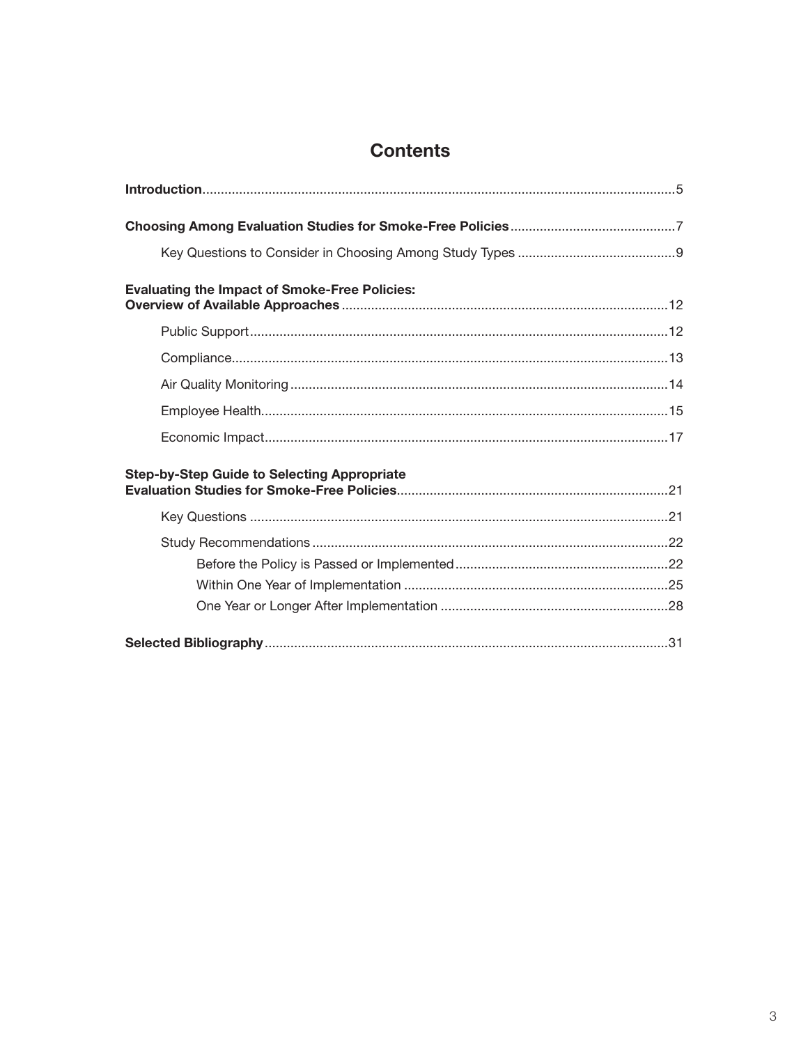# Contents

**Introduction**.....5

**Choosing Among Evaluation Studies for Smoke-Free Policies**.....7

- Key Questions to Consider in Choosing Among Study Types.....9

**Evaluating the Impact of Smoke-Free Policies: Overview of Available Approaches**.....12

- Public Support.....12
- Compliance.....13
- Air Quality Monitoring.....14
- Employee Health.....15
- Economic Impact.....17

**Step-by-Step Guide to Selecting Appropriate Evaluation Studies for Smoke-Free Policies**.....21

- Key Questions.....21
- Study Recommendations.....22
  - Before the Policy is Passed or Implemented.....22
  - Within One Year of Implementation.....25
  - One Year or Longer After Implementation.....28

**Selected Bibliography**.....31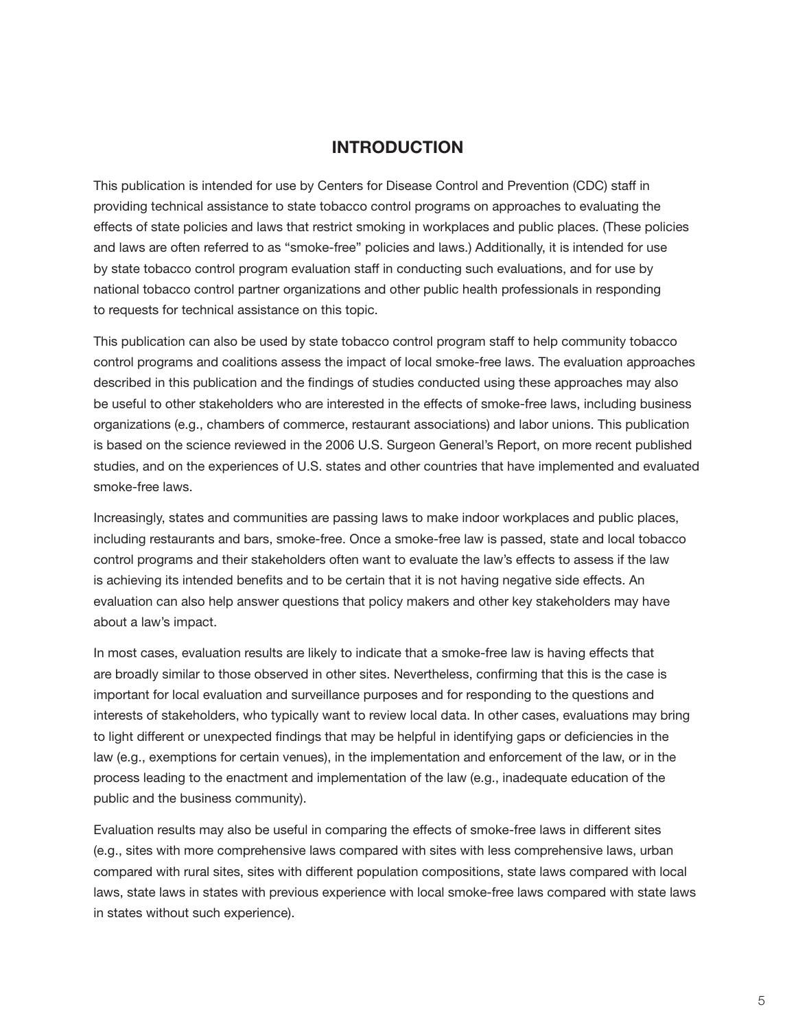# INTRODUCTION

This publication is intended for use by Centers for Disease Control and Prevention (CDC) staff in providing technical assistance to state tobacco control programs on approaches to evaluating the effects of state policies and laws that restrict smoking in workplaces and public places. (These policies and laws are often referred to as "smoke-free" policies and laws.) Additionally, it is intended for use by state tobacco control program evaluation staff in conducting such evaluations, and for use by national tobacco control partner organizations and other public health professionals in responding to requests for technical assistance on this topic.

This publication can also be used by state tobacco control program staff to help community tobacco control programs and coalitions assess the impact of local smoke-free laws. The evaluation approaches described in this publication and the findings of studies conducted using these approaches may also be useful to other stakeholders who are interested in the effects of smoke-free laws, including business organizations (e.g., chambers of commerce, restaurant associations) and labor unions. This publication is based on the science reviewed in the 2006 U.S. Surgeon General's Report, on more recent published studies, and on the experiences of U.S. states and other countries that have implemented and evaluated smoke-free laws.

Increasingly, states and communities are passing laws to make indoor workplaces and public places, including restaurants and bars, smoke-free. Once a smoke-free law is passed, state and local tobacco control programs and their stakeholders often want to evaluate the law's effects to assess if the law is achieving its intended benefits and to be certain that it is not having negative side effects. An evaluation can also help answer questions that policy makers and other key stakeholders may have about a law's impact.

In most cases, evaluation results are likely to indicate that a smoke-free law is having effects that are broadly similar to those observed in other sites. Nevertheless, confirming that this is the case is important for local evaluation and surveillance purposes and for responding to the questions and interests of stakeholders, who typically want to review local data. In other cases, evaluations may bring to light different or unexpected findings that may be helpful in identifying gaps or deficiencies in the law (e.g., exemptions for certain venues), in the implementation and enforcement of the law, or in the process leading to the enactment and implementation of the law (e.g., inadequate education of the public and the business community).

Evaluation results may also be useful in comparing the effects of smoke-free laws in different sites (e.g., sites with more comprehensive laws compared with sites with less comprehensive laws, urban compared with rural sites, sites with different population compositions, state laws compared with local laws, state laws in states with previous experience with local smoke-free laws compared with state laws in states without such experience).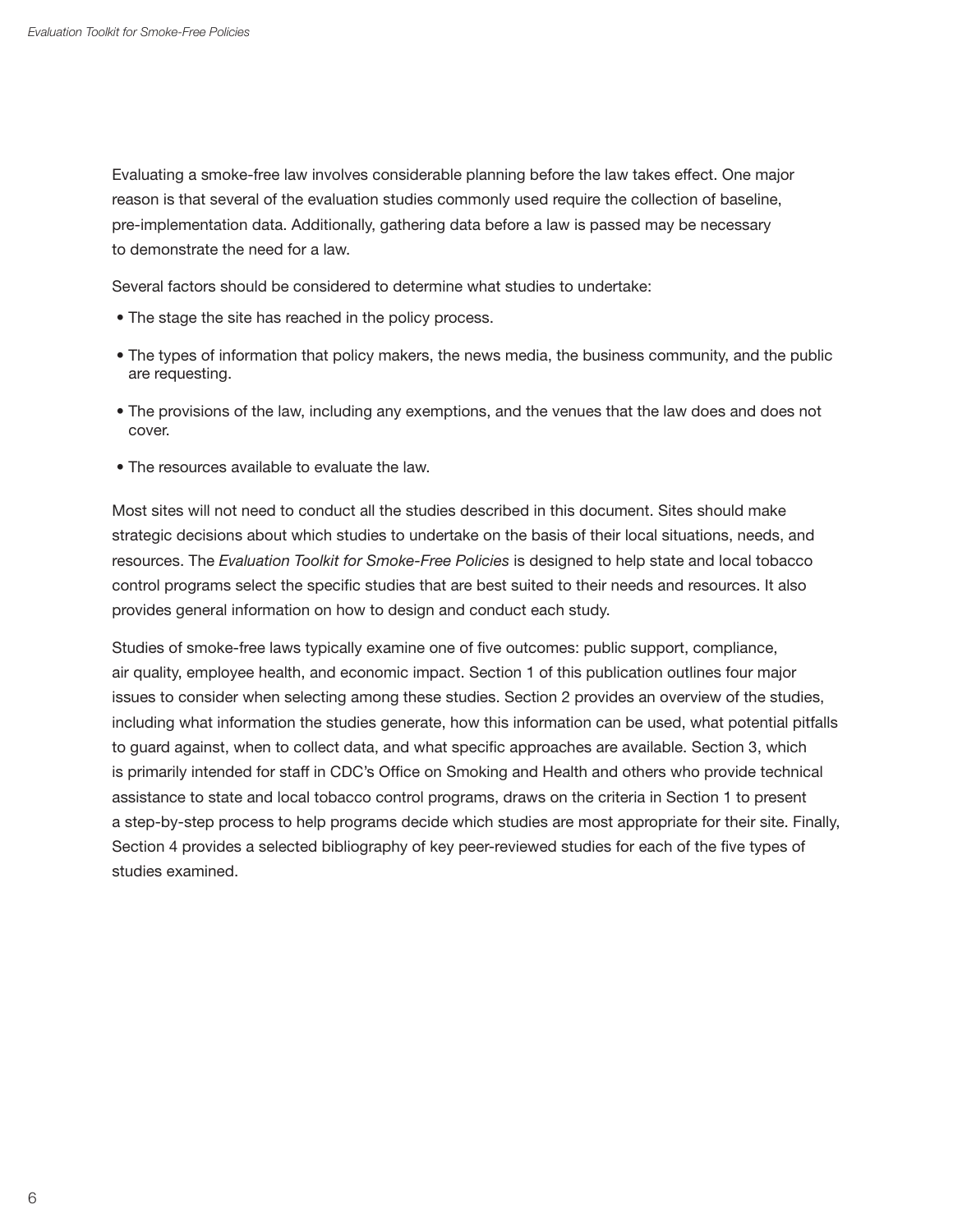Evaluating a smoke-free law involves considerable planning before the law takes effect. One major reason is that several of the evaluation studies commonly used require the collection of baseline, pre-implementation data. Additionally, gathering data before a law is passed may be necessary to demonstrate the need for a law.

Several factors should be considered to determine what studies to undertake:

- The stage the site has reached in the policy process.
- The types of information that policy makers, the news media, the business community, and the public are requesting.
- The provisions of the law, including any exemptions, and the venues that the law does and does not cover.
- The resources available to evaluate the law.

Most sites will not need to conduct all the studies described in this document. Sites should make strategic decisions about which studies to undertake on the basis of their local situations, needs, and resources. The *Evaluation Toolkit for Smoke-Free Policies* is designed to help state and local tobacco control programs select the specific studies that are best suited to their needs and resources. It also provides general information on how to design and conduct each study.

Studies of smoke-free laws typically examine one of five outcomes: public support, compliance, air quality, employee health, and economic impact. Section 1 of this publication outlines four major issues to consider when selecting among these studies. Section 2 provides an overview of the studies, including what information the studies generate, how this information can be used, what potential pitfalls to guard against, when to collect data, and what specific approaches are available. Section 3, which is primarily intended for staff in CDC's Office on Smoking and Health and others who provide technical assistance to state and local tobacco control programs, draws on the criteria in Section 1 to present a step-by-step process to help programs decide which studies are most appropriate for their site. Finally, Section 4 provides a selected bibliography of key peer-reviewed studies for each of the five types of studies examined.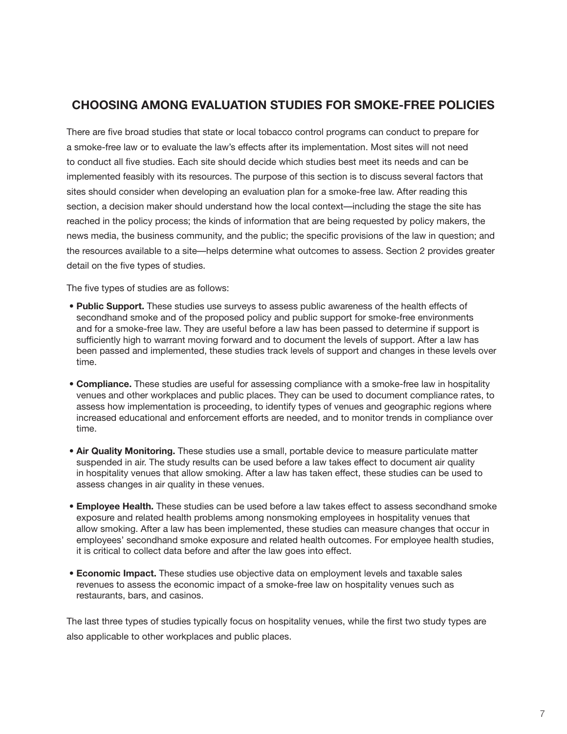## CHOOSING AMONG EVALUATION STUDIES FOR SMOKE-FREE POLICIES

There are five broad studies that state or local tobacco control programs can conduct to prepare for a smoke-free law or to evaluate the law's effects after its implementation. Most sites will not need to conduct all five studies. Each site should decide which studies best meet its needs and can be implemented feasibly with its resources. The purpose of this section is to discuss several factors that sites should consider when developing an evaluation plan for a smoke-free law. After reading this section, a decision maker should understand how the local context—including the stage the site has reached in the policy process; the kinds of information that are being requested by policy makers, the news media, the business community, and the public; the specific provisions of the law in question; and the resources available to a site—helps determine what outcomes to assess. Section 2 provides greater detail on the five types of studies.

The five types of studies are as follows:

- **Public Support.** These studies use surveys to assess public awareness of the health effects of secondhand smoke and of the proposed policy and public support for smoke-free environments and for a smoke-free law. They are useful before a law has been passed to determine if support is sufficiently high to warrant moving forward and to document the levels of support. After a law has been passed and implemented, these studies track levels of support and changes in these levels over time.

- **Compliance.** These studies are useful for assessing compliance with a smoke-free law in hospitality venues and other workplaces and public places. They can be used to document compliance rates, to assess how implementation is proceeding, to identify types of venues and geographic regions where increased educational and enforcement efforts are needed, and to monitor trends in compliance over time.

- **Air Quality Monitoring.** These studies use a small, portable device to measure particulate matter suspended in air. The study results can be used before a law takes effect to document air quality in hospitality venues that allow smoking. After a law has taken effect, these studies can be used to assess changes in air quality in these venues.

- **Employee Health.** These studies can be used before a law takes effect to assess secondhand smoke exposure and related health problems among nonsmoking employees in hospitality venues that allow smoking. After a law has been implemented, these studies can measure changes that occur in employees' secondhand smoke exposure and related health outcomes. For employee health studies, it is critical to collect data before and after the law goes into effect.

- **Economic Impact.** These studies use objective data on employment levels and taxable sales revenues to assess the economic impact of a smoke-free law on hospitality venues such as restaurants, bars, and casinos.

The last three types of studies typically focus on hospitality venues, while the first two study types are also applicable to other workplaces and public places.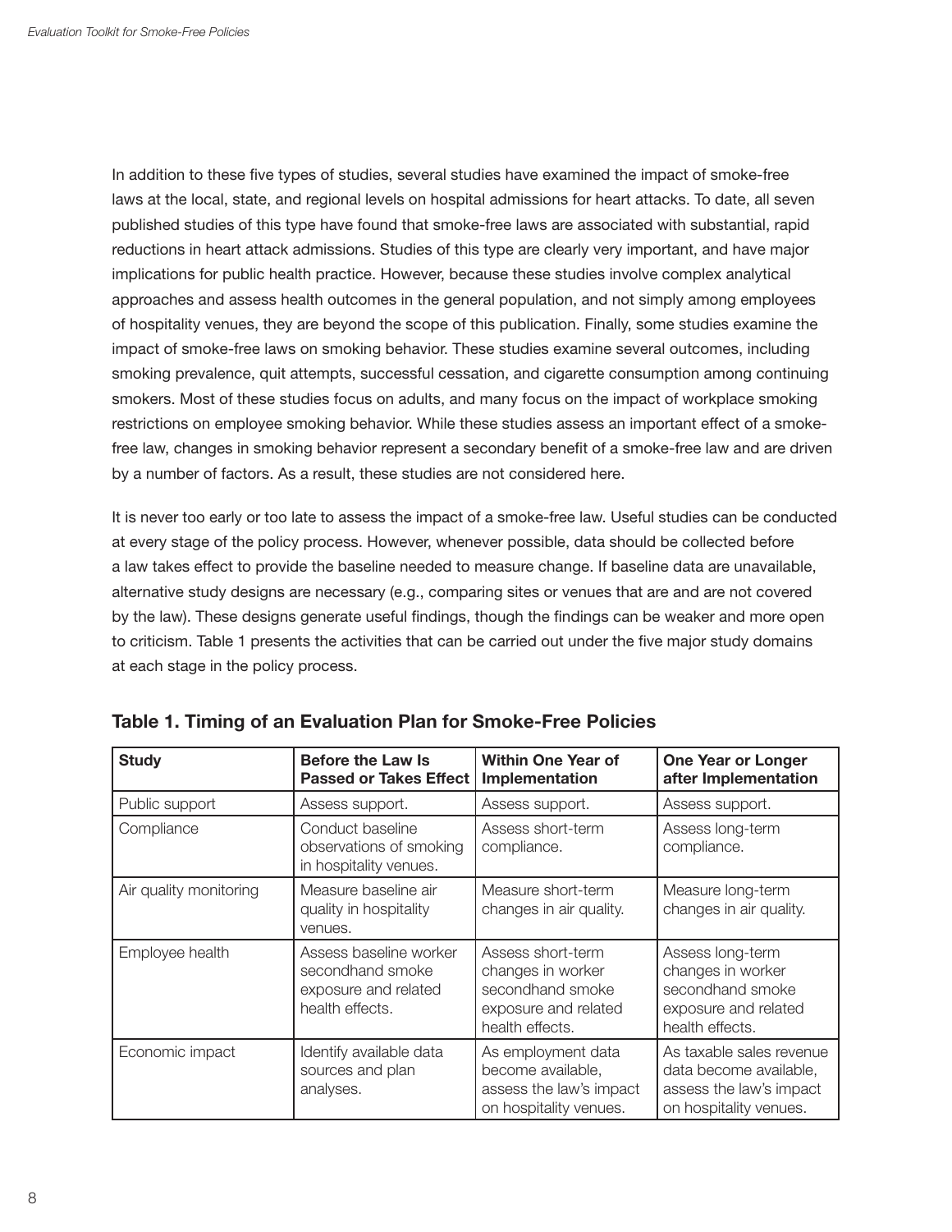In addition to these five types of studies, several studies have examined the impact of smoke-free laws at the local, state, and regional levels on hospital admissions for heart attacks. To date, all seven published studies of this type have found that smoke-free laws are associated with substantial, rapid reductions in heart attack admissions. Studies of this type are clearly very important, and have major implications for public health practice. However, because these studies involve complex analytical approaches and assess health outcomes in the general population, and not simply among employees of hospitality venues, they are beyond the scope of this publication. Finally, some studies examine the impact of smoke-free laws on smoking behavior. These studies examine several outcomes, including smoking prevalence, quit attempts, successful cessation, and cigarette consumption among continuing smokers. Most of these studies focus on adults, and many focus on the impact of workplace smoking restrictions on employee smoking behavior. While these studies assess an important effect of a smoke-free law, changes in smoking behavior represent a secondary benefit of a smoke-free law and are driven by a number of factors. As a result, these studies are not considered here.

It is never too early or too late to assess the impact of a smoke-free law. Useful studies can be conducted at every stage of the policy process. However, whenever possible, data should be collected before a law takes effect to provide the baseline needed to measure change. If baseline data are unavailable, alternative study designs are necessary (e.g., comparing sites or venues that are and are not covered by the law). These designs generate useful findings, though the findings can be weaker and more open to criticism. Table 1 presents the activities that can be carried out under the five major study domains at each stage in the policy process.

## Table 1. Timing of an Evaluation Plan for Smoke-Free Policies

| Study | Before the Law Is Passed or Takes Effect | Within One Year of Implementation | One Year or Longer after Implementation |
|---|---|---|---|
| Public support | Assess support. | Assess support. | Assess support. |
| Compliance | Conduct baseline observations of smoking in hospitality venues. | Assess short-term compliance. | Assess long-term compliance. |
| Air quality monitoring | Measure baseline air quality in hospitality venues. | Measure short-term changes in air quality. | Measure long-term changes in air quality. |
| Employee health | Assess baseline worker secondhand smoke exposure and related health effects. | Assess short-term changes in worker secondhand smoke exposure and related health effects. | Assess long-term changes in worker secondhand smoke exposure and related health effects. |
| Economic impact | Identify available data sources and plan analyses. | As employment data become available, assess the law's impact on hospitality venues. | As taxable sales revenue data become available, assess the law's impact on hospitality venues. |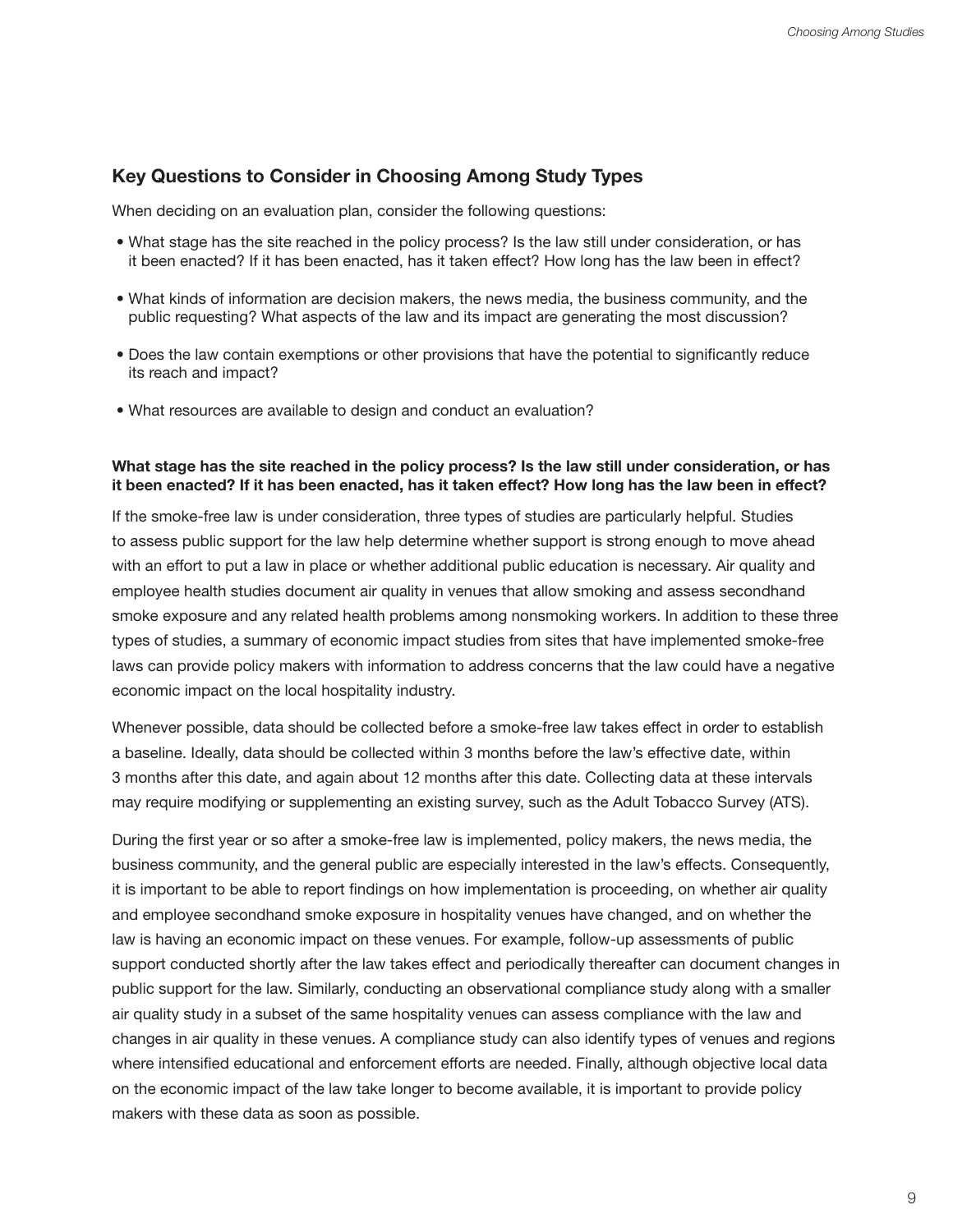## Key Questions to Consider in Choosing Among Study Types

When deciding on an evaluation plan, consider the following questions:

- What stage has the site reached in the policy process? Is the law still under consideration, or has it been enacted? If it has been enacted, has it taken effect? How long has the law been in effect?
- What kinds of information are decision makers, the news media, the business community, and the public requesting? What aspects of the law and its impact are generating the most discussion?
- Does the law contain exemptions or other provisions that have the potential to significantly reduce its reach and impact?
- What resources are available to design and conduct an evaluation?

**What stage has the site reached in the policy process? Is the law still under consideration, or has it been enacted? If it has been enacted, has it taken effect? How long has the law been in effect?**

If the smoke-free law is under consideration, three types of studies are particularly helpful. Studies to assess public support for the law help determine whether support is strong enough to move ahead with an effort to put a law in place or whether additional public education is necessary. Air quality and employee health studies document air quality in venues that allow smoking and assess secondhand smoke exposure and any related health problems among nonsmoking workers. In addition to these three types of studies, a summary of economic impact studies from sites that have implemented smoke-free laws can provide policy makers with information to address concerns that the law could have a negative economic impact on the local hospitality industry.

Whenever possible, data should be collected before a smoke-free law takes effect in order to establish a baseline. Ideally, data should be collected within 3 months before the law's effective date, within 3 months after this date, and again about 12 months after this date. Collecting data at these intervals may require modifying or supplementing an existing survey, such as the Adult Tobacco Survey (ATS).

During the first year or so after a smoke-free law is implemented, policy makers, the news media, the business community, and the general public are especially interested in the law's effects. Consequently, it is important to be able to report findings on how implementation is proceeding, on whether air quality and employee secondhand smoke exposure in hospitality venues have changed, and on whether the law is having an economic impact on these venues. For example, follow-up assessments of public support conducted shortly after the law takes effect and periodically thereafter can document changes in public support for the law. Similarly, conducting an observational compliance study along with a smaller air quality study in a subset of the same hospitality venues can assess compliance with the law and changes in air quality in these venues. A compliance study can also identify types of venues and regions where intensified educational and enforcement efforts are needed. Finally, although objective local data on the economic impact of the law take longer to become available, it is important to provide policy makers with these data as soon as possible.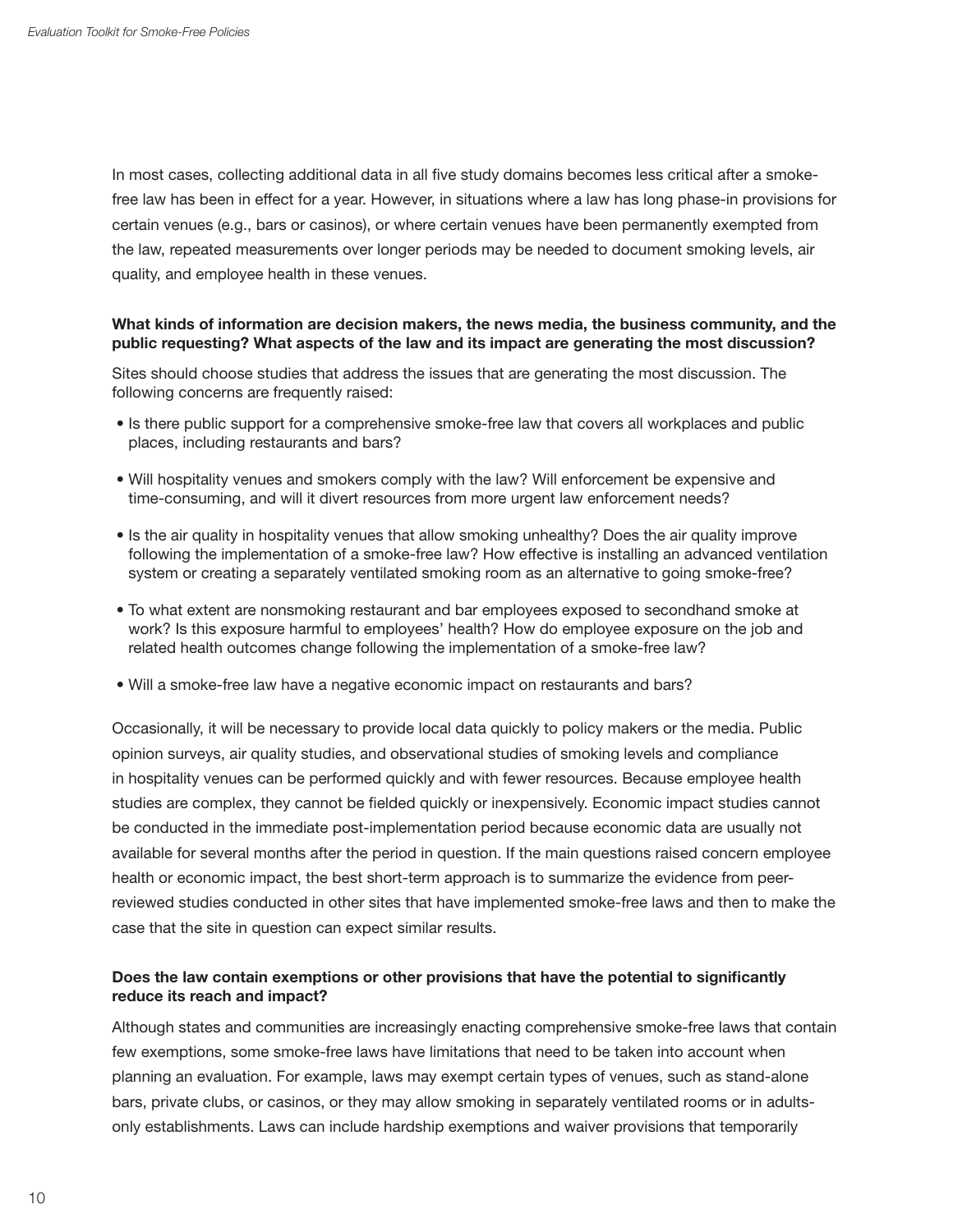In most cases, collecting additional data in all five study domains becomes less critical after a smoke-free law has been in effect for a year. However, in situations where a law has long phase-in provisions for certain venues (e.g., bars or casinos), or where certain venues have been permanently exempted from the law, repeated measurements over longer periods may be needed to document smoking levels, air quality, and employee health in these venues.

**What kinds of information are decision makers, the news media, the business community, and the public requesting? What aspects of the law and its impact are generating the most discussion?**

Sites should choose studies that address the issues that are generating the most discussion. The following concerns are frequently raised:

- Is there public support for a comprehensive smoke-free law that covers all workplaces and public places, including restaurants and bars?
- Will hospitality venues and smokers comply with the law? Will enforcement be expensive and time-consuming, and will it divert resources from more urgent law enforcement needs?
- Is the air quality in hospitality venues that allow smoking unhealthy? Does the air quality improve following the implementation of a smoke-free law? How effective is installing an advanced ventilation system or creating a separately ventilated smoking room as an alternative to going smoke-free?
- To what extent are nonsmoking restaurant and bar employees exposed to secondhand smoke at work? Is this exposure harmful to employees' health? How do employee exposure on the job and related health outcomes change following the implementation of a smoke-free law?
- Will a smoke-free law have a negative economic impact on restaurants and bars?

Occasionally, it will be necessary to provide local data quickly to policy makers or the media. Public opinion surveys, air quality studies, and observational studies of smoking levels and compliance in hospitality venues can be performed quickly and with fewer resources. Because employee health studies are complex, they cannot be fielded quickly or inexpensively. Economic impact studies cannot be conducted in the immediate post-implementation period because economic data are usually not available for several months after the period in question. If the main questions raised concern employee health or economic impact, the best short-term approach is to summarize the evidence from peer-reviewed studies conducted in other sites that have implemented smoke-free laws and then to make the case that the site in question can expect similar results.

**Does the law contain exemptions or other provisions that have the potential to significantly reduce its reach and impact?**

Although states and communities are increasingly enacting comprehensive smoke-free laws that contain few exemptions, some smoke-free laws have limitations that need to be taken into account when planning an evaluation. For example, laws may exempt certain types of venues, such as stand-alone bars, private clubs, or casinos, or they may allow smoking in separately ventilated rooms or in adults-only establishments. Laws can include hardship exemptions and waiver provisions that temporarily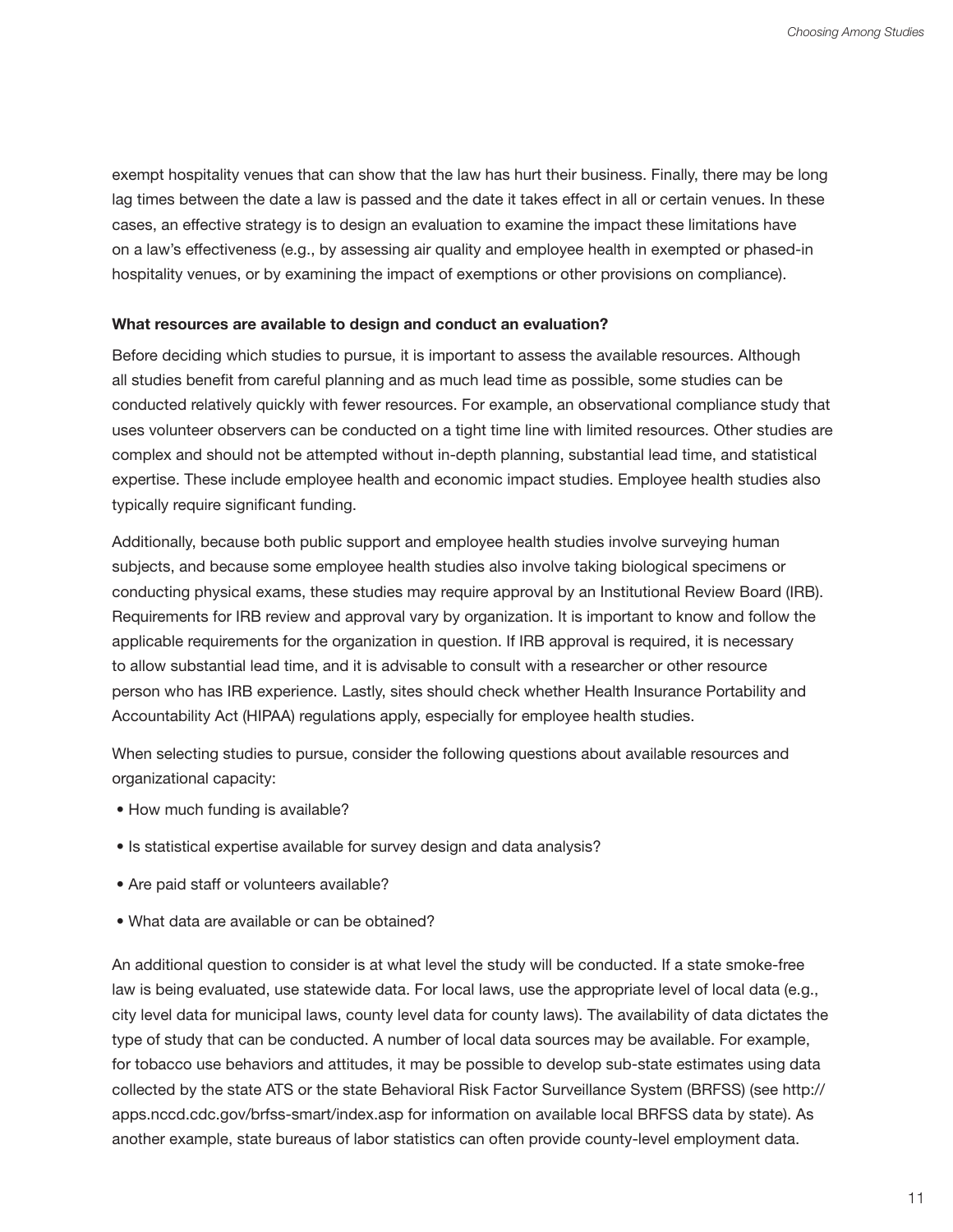exempt hospitality venues that can show that the law has hurt their business. Finally, there may be long lag times between the date a law is passed and the date it takes effect in all or certain venues. In these cases, an effective strategy is to design an evaluation to examine the impact these limitations have on a law's effectiveness (e.g., by assessing air quality and employee health in exempted or phased-in hospitality venues, or by examining the impact of exemptions or other provisions on compliance).

**What resources are available to design and conduct an evaluation?**

Before deciding which studies to pursue, it is important to assess the available resources. Although all studies benefit from careful planning and as much lead time as possible, some studies can be conducted relatively quickly with fewer resources. For example, an observational compliance study that uses volunteer observers can be conducted on a tight time line with limited resources. Other studies are complex and should not be attempted without in-depth planning, substantial lead time, and statistical expertise. These include employee health and economic impact studies. Employee health studies also typically require significant funding.

Additionally, because both public support and employee health studies involve surveying human subjects, and because some employee health studies also involve taking biological specimens or conducting physical exams, these studies may require approval by an Institutional Review Board (IRB). Requirements for IRB review and approval vary by organization. It is important to know and follow the applicable requirements for the organization in question. If IRB approval is required, it is necessary to allow substantial lead time, and it is advisable to consult with a researcher or other resource person who has IRB experience. Lastly, sites should check whether Health Insurance Portability and Accountability Act (HIPAA) regulations apply, especially for employee health studies.

When selecting studies to pursue, consider the following questions about available resources and organizational capacity:

- How much funding is available?
- Is statistical expertise available for survey design and data analysis?
- Are paid staff or volunteers available?
- What data are available or can be obtained?

An additional question to consider is at what level the study will be conducted. If a state smoke-free law is being evaluated, use statewide data. For local laws, use the appropriate level of local data (e.g., city level data for municipal laws, county level data for county laws). The availability of data dictates the type of study that can be conducted. A number of local data sources may be available. For example, for tobacco use behaviors and attitudes, it may be possible to develop sub-state estimates using data collected by the state ATS or the state Behavioral Risk Factor Surveillance System (BRFSS) (see http://apps.nccd.cdc.gov/brfss-smart/index.asp for information on available local BRFSS data by state). As another example, state bureaus of labor statistics can often provide county-level employment data.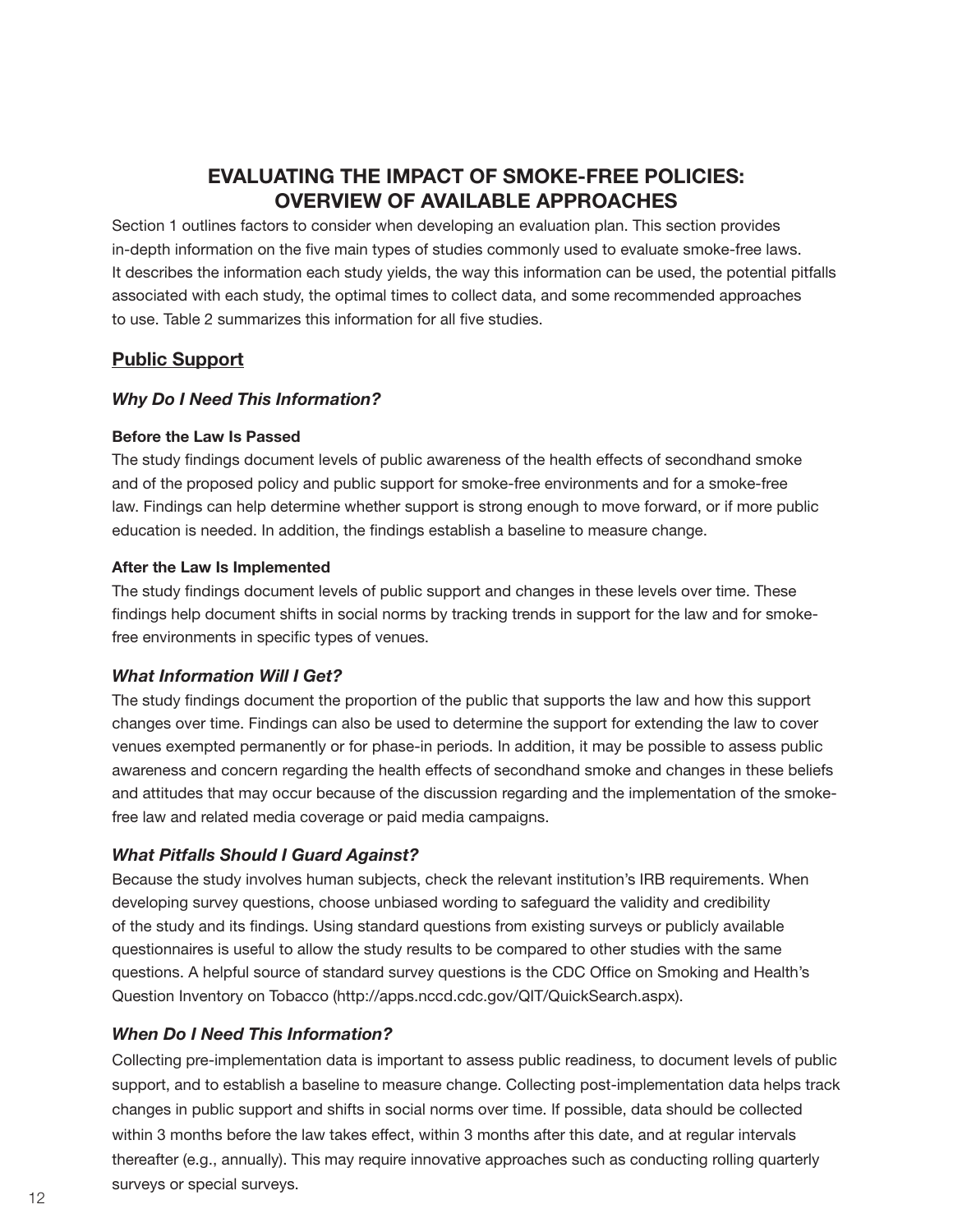# EVALUATING THE IMPACT OF SMOKE-FREE POLICIES: OVERVIEW OF AVAILABLE APPROACHES

Section 1 outlines factors to consider when developing an evaluation plan. This section provides in-depth information on the five main types of studies commonly used to evaluate smoke-free laws. It describes the information each study yields, the way this information can be used, the potential pitfalls associated with each study, the optimal times to collect data, and some recommended approaches to use. Table 2 summarizes this information for all five studies.

## Public Support

### *Why Do I Need This Information?*

**Before the Law Is Passed**

The study findings document levels of public awareness of the health effects of secondhand smoke and of the proposed policy and public support for smoke-free environments and for a smoke-free law. Findings can help determine whether support is strong enough to move forward, or if more public education is needed. In addition, the findings establish a baseline to measure change.

**After the Law Is Implemented**

The study findings document levels of public support and changes in these levels over time. These findings help document shifts in social norms by tracking trends in support for the law and for smoke-free environments in specific types of venues.

### *What Information Will I Get?*

The study findings document the proportion of the public that supports the law and how this support changes over time. Findings can also be used to determine the support for extending the law to cover venues exempted permanently or for phase-in periods. In addition, it may be possible to assess public awareness and concern regarding the health effects of secondhand smoke and changes in these beliefs and attitudes that may occur because of the discussion regarding and the implementation of the smoke-free law and related media coverage or paid media campaigns.

### *What Pitfalls Should I Guard Against?*

Because the study involves human subjects, check the relevant institution's IRB requirements. When developing survey questions, choose unbiased wording to safeguard the validity and credibility of the study and its findings. Using standard questions from existing surveys or publicly available questionnaires is useful to allow the study results to be compared to other studies with the same questions. A helpful source of standard survey questions is the CDC Office on Smoking and Health's Question Inventory on Tobacco (http://apps.nccd.cdc.gov/QIT/QuickSearch.aspx).

### *When Do I Need This Information?*

Collecting pre-implementation data is important to assess public readiness, to document levels of public support, and to establish a baseline to measure change. Collecting post-implementation data helps track changes in public support and shifts in social norms over time. If possible, data should be collected within 3 months before the law takes effect, within 3 months after this date, and at regular intervals thereafter (e.g., annually). This may require innovative approaches such as conducting rolling quarterly surveys or special surveys.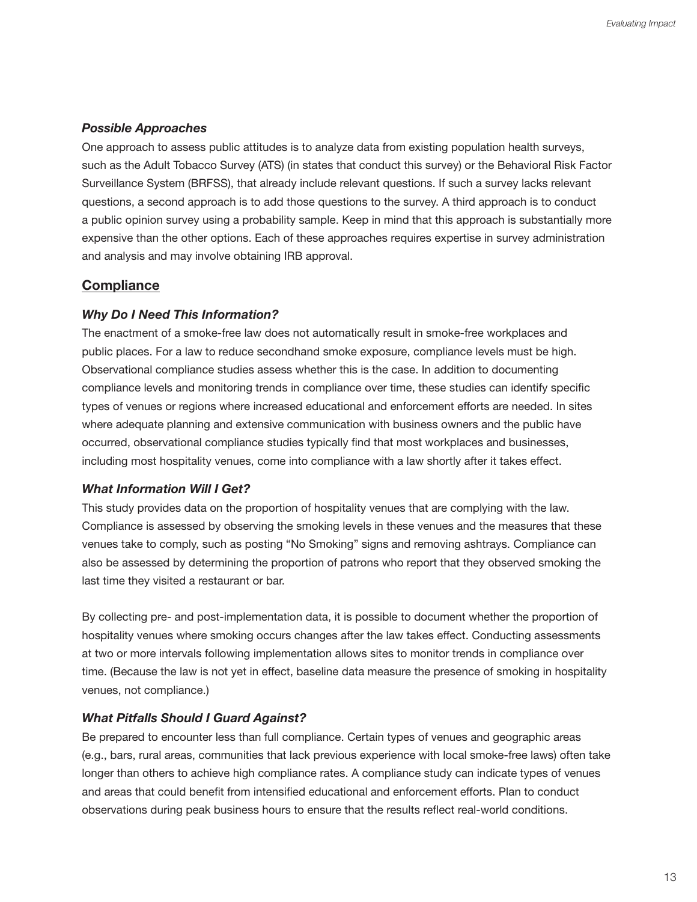### *Possible Approaches*

One approach to assess public attitudes is to analyze data from existing population health surveys, such as the Adult Tobacco Survey (ATS) (in states that conduct this survey) or the Behavioral Risk Factor Surveillance System (BRFSS), that already include relevant questions. If such a survey lacks relevant questions, a second approach is to add those questions to the survey. A third approach is to conduct a public opinion survey using a probability sample. Keep in mind that this approach is substantially more expensive than the other options. Each of these approaches requires expertise in survey administration and analysis and may involve obtaining IRB approval.

## Compliance

### *Why Do I Need This Information?*

The enactment of a smoke-free law does not automatically result in smoke-free workplaces and public places. For a law to reduce secondhand smoke exposure, compliance levels must be high. Observational compliance studies assess whether this is the case. In addition to documenting compliance levels and monitoring trends in compliance over time, these studies can identify specific types of venues or regions where increased educational and enforcement efforts are needed. In sites where adequate planning and extensive communication with business owners and the public have occurred, observational compliance studies typically find that most workplaces and businesses, including most hospitality venues, come into compliance with a law shortly after it takes effect.

### *What Information Will I Get?*

This study provides data on the proportion of hospitality venues that are complying with the law. Compliance is assessed by observing the smoking levels in these venues and the measures that these venues take to comply, such as posting "No Smoking" signs and removing ashtrays. Compliance can also be assessed by determining the proportion of patrons who report that they observed smoking the last time they visited a restaurant or bar.

By collecting pre- and post-implementation data, it is possible to document whether the proportion of hospitality venues where smoking occurs changes after the law takes effect. Conducting assessments at two or more intervals following implementation allows sites to monitor trends in compliance over time. (Because the law is not yet in effect, baseline data measure the presence of smoking in hospitality venues, not compliance.)

### *What Pitfalls Should I Guard Against?*

Be prepared to encounter less than full compliance. Certain types of venues and geographic areas (e.g., bars, rural areas, communities that lack previous experience with local smoke-free laws) often take longer than others to achieve high compliance rates. A compliance study can indicate types of venues and areas that could benefit from intensified educational and enforcement efforts. Plan to conduct observations during peak business hours to ensure that the results reflect real-world conditions.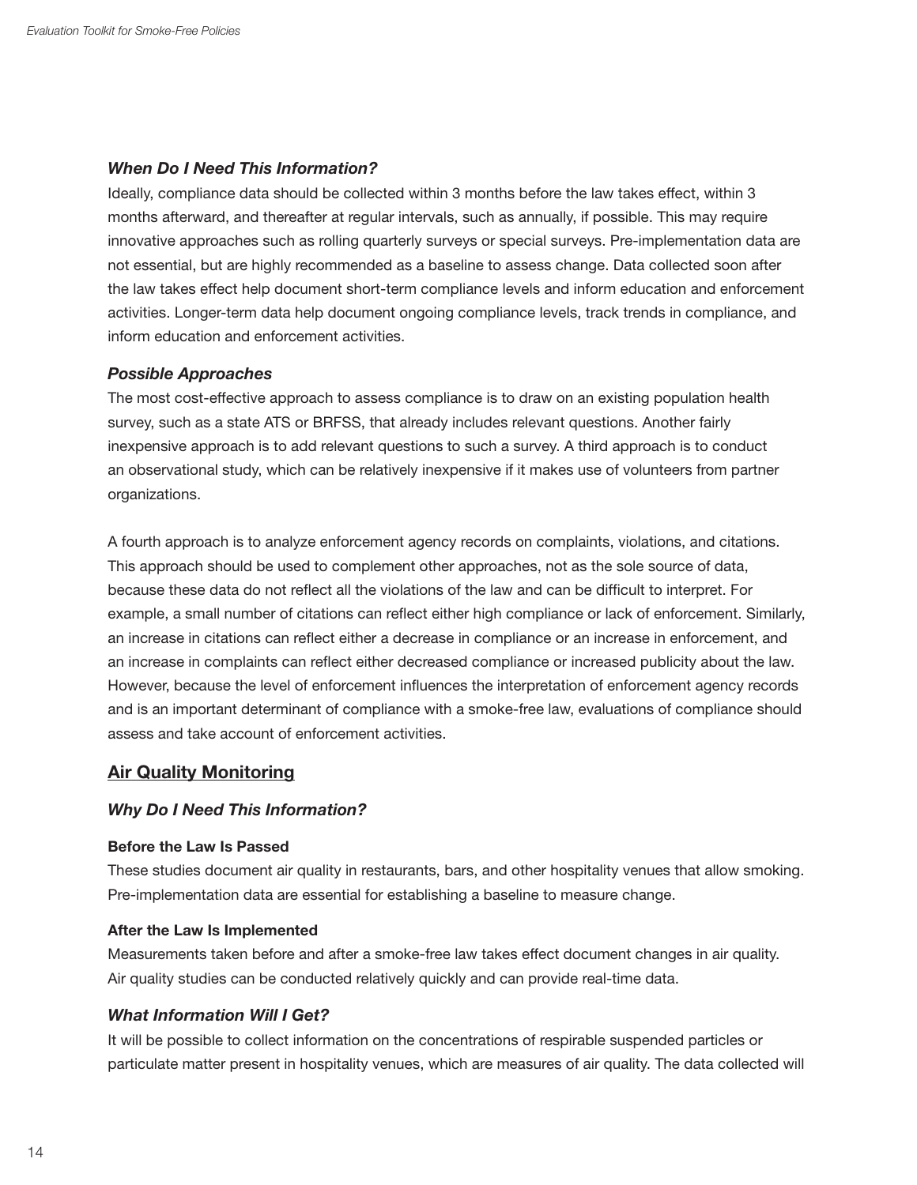### *When Do I Need This Information?*

Ideally, compliance data should be collected within 3 months before the law takes effect, within 3 months afterward, and thereafter at regular intervals, such as annually, if possible. This may require innovative approaches such as rolling quarterly surveys or special surveys. Pre-implementation data are not essential, but are highly recommended as a baseline to assess change. Data collected soon after the law takes effect help document short-term compliance levels and inform education and enforcement activities. Longer-term data help document ongoing compliance levels, track trends in compliance, and inform education and enforcement activities.

### *Possible Approaches*

The most cost-effective approach to assess compliance is to draw on an existing population health survey, such as a state ATS or BRFSS, that already includes relevant questions. Another fairly inexpensive approach is to add relevant questions to such a survey. A third approach is to conduct an observational study, which can be relatively inexpensive if it makes use of volunteers from partner organizations.

A fourth approach is to analyze enforcement agency records on complaints, violations, and citations. This approach should be used to complement other approaches, not as the sole source of data, because these data do not reflect all the violations of the law and can be difficult to interpret. For example, a small number of citations can reflect either high compliance or lack of enforcement. Similarly, an increase in citations can reflect either a decrease in compliance or an increase in enforcement, and an increase in complaints can reflect either decreased compliance or increased publicity about the law. However, because the level of enforcement influences the interpretation of enforcement agency records and is an important determinant of compliance with a smoke-free law, evaluations of compliance should assess and take account of enforcement activities.

## Air Quality Monitoring

### *Why Do I Need This Information?*

#### Before the Law Is Passed

These studies document air quality in restaurants, bars, and other hospitality venues that allow smoking. Pre-implementation data are essential for establishing a baseline to measure change.

#### After the Law Is Implemented

Measurements taken before and after a smoke-free law takes effect document changes in air quality. Air quality studies can be conducted relatively quickly and can provide real-time data.

### *What Information Will I Get?*

It will be possible to collect information on the concentrations of respirable suspended particles or particulate matter present in hospitality venues, which are measures of air quality. The data collected will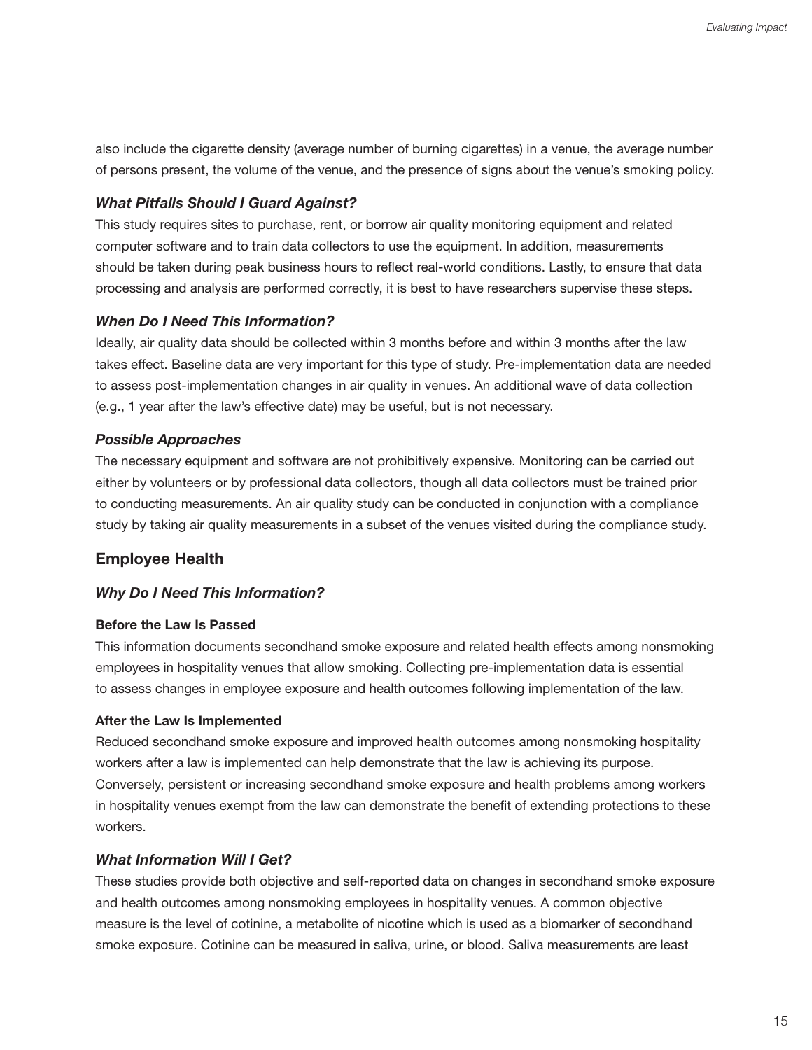also include the cigarette density (average number of burning cigarettes) in a venue, the average number of persons present, the volume of the venue, and the presence of signs about the venue's smoking policy.

### *What Pitfalls Should I Guard Against?*

This study requires sites to purchase, rent, or borrow air quality monitoring equipment and related computer software and to train data collectors to use the equipment. In addition, measurements should be taken during peak business hours to reflect real-world conditions. Lastly, to ensure that data processing and analysis are performed correctly, it is best to have researchers supervise these steps.

### *When Do I Need This Information?*

Ideally, air quality data should be collected within 3 months before and within 3 months after the law takes effect. Baseline data are very important for this type of study. Pre-implementation data are needed to assess post-implementation changes in air quality in venues. An additional wave of data collection (e.g., 1 year after the law's effective date) may be useful, but is not necessary.

### *Possible Approaches*

The necessary equipment and software are not prohibitively expensive. Monitoring can be carried out either by volunteers or by professional data collectors, though all data collectors must be trained prior to conducting measurements. An air quality study can be conducted in conjunction with a compliance study by taking air quality measurements in a subset of the venues visited during the compliance study.

## Employee Health

### *Why Do I Need This Information?*

#### Before the Law Is Passed

This information documents secondhand smoke exposure and related health effects among nonsmoking employees in hospitality venues that allow smoking. Collecting pre-implementation data is essential to assess changes in employee exposure and health outcomes following implementation of the law.

#### After the Law Is Implemented

Reduced secondhand smoke exposure and improved health outcomes among nonsmoking hospitality workers after a law is implemented can help demonstrate that the law is achieving its purpose. Conversely, persistent or increasing secondhand smoke exposure and health problems among workers in hospitality venues exempt from the law can demonstrate the benefit of extending protections to these workers.

### *What Information Will I Get?*

These studies provide both objective and self-reported data on changes in secondhand smoke exposure and health outcomes among nonsmoking employees in hospitality venues. A common objective measure is the level of cotinine, a metabolite of nicotine which is used as a biomarker of secondhand smoke exposure. Cotinine can be measured in saliva, urine, or blood. Saliva measurements are least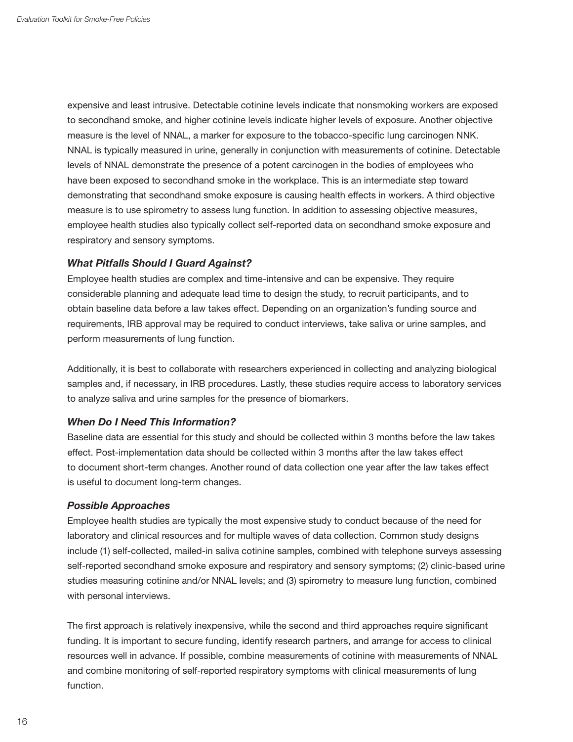expensive and least intrusive. Detectable cotinine levels indicate that nonsmoking workers are exposed to secondhand smoke, and higher cotinine levels indicate higher levels of exposure. Another objective measure is the level of NNAL, a marker for exposure to the tobacco-specific lung carcinogen NNK. NNAL is typically measured in urine, generally in conjunction with measurements of cotinine. Detectable levels of NNAL demonstrate the presence of a potent carcinogen in the bodies of employees who have been exposed to secondhand smoke in the workplace. This is an intermediate step toward demonstrating that secondhand smoke exposure is causing health effects in workers. A third objective measure is to use spirometry to assess lung function. In addition to assessing objective measures, employee health studies also typically collect self-reported data on secondhand smoke exposure and respiratory and sensory symptoms.

### *What Pitfalls Should I Guard Against?*

Employee health studies are complex and time-intensive and can be expensive. They require considerable planning and adequate lead time to design the study, to recruit participants, and to obtain baseline data before a law takes effect. Depending on an organization's funding source and requirements, IRB approval may be required to conduct interviews, take saliva or urine samples, and perform measurements of lung function.

Additionally, it is best to collaborate with researchers experienced in collecting and analyzing biological samples and, if necessary, in IRB procedures. Lastly, these studies require access to laboratory services to analyze saliva and urine samples for the presence of biomarkers.

### *When Do I Need This Information?*

Baseline data are essential for this study and should be collected within 3 months before the law takes effect. Post-implementation data should be collected within 3 months after the law takes effect to document short-term changes. Another round of data collection one year after the law takes effect is useful to document long-term changes.

### *Possible Approaches*

Employee health studies are typically the most expensive study to conduct because of the need for laboratory and clinical resources and for multiple waves of data collection. Common study designs include (1) self-collected, mailed-in saliva cotinine samples, combined with telephone surveys assessing self-reported secondhand smoke exposure and respiratory and sensory symptoms; (2) clinic-based urine studies measuring cotinine and/or NNAL levels; and (3) spirometry to measure lung function, combined with personal interviews.

The first approach is relatively inexpensive, while the second and third approaches require significant funding. It is important to secure funding, identify research partners, and arrange for access to clinical resources well in advance. If possible, combine measurements of cotinine with measurements of NNAL and combine monitoring of self-reported respiratory symptoms with clinical measurements of lung function.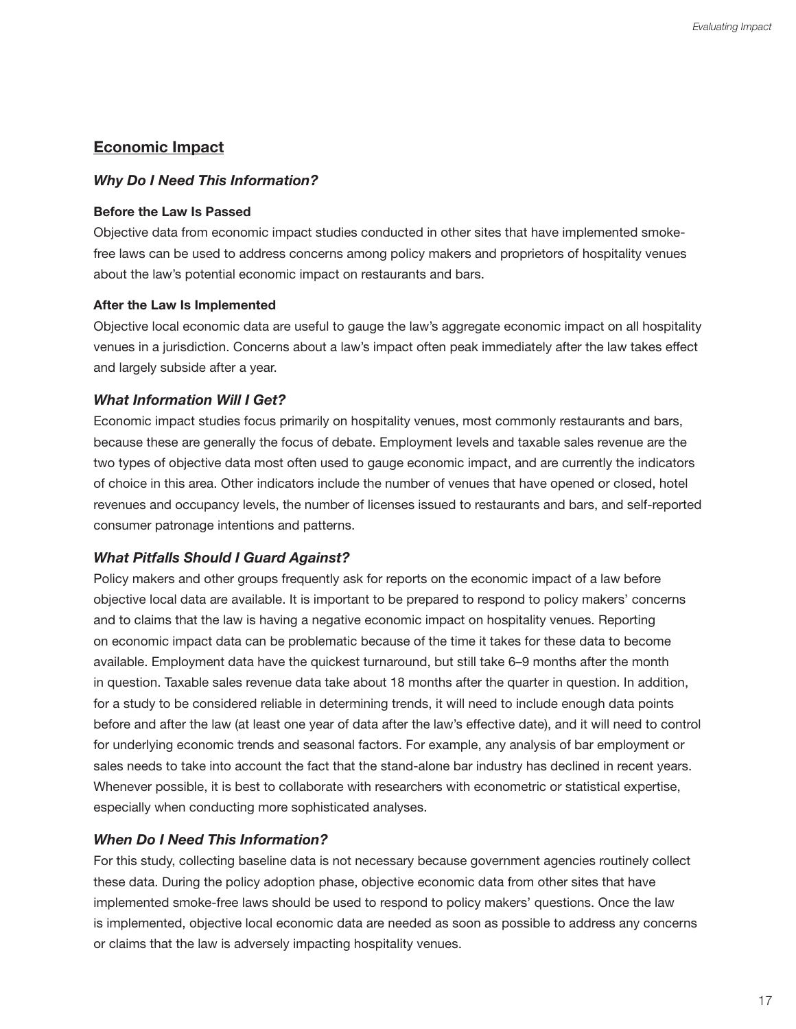## Economic Impact

### *Why Do I Need This Information?*

**Before the Law Is Passed**

Objective data from economic impact studies conducted in other sites that have implemented smoke-free laws can be used to address concerns among policy makers and proprietors of hospitality venues about the law's potential economic impact on restaurants and bars.

**After the Law Is Implemented**

Objective local economic data are useful to gauge the law's aggregate economic impact on all hospitality venues in a jurisdiction. Concerns about a law's impact often peak immediately after the law takes effect and largely subside after a year.

### *What Information Will I Get?*

Economic impact studies focus primarily on hospitality venues, most commonly restaurants and bars, because these are generally the focus of debate. Employment levels and taxable sales revenue are the two types of objective data most often used to gauge economic impact, and are currently the indicators of choice in this area. Other indicators include the number of venues that have opened or closed, hotel revenues and occupancy levels, the number of licenses issued to restaurants and bars, and self-reported consumer patronage intentions and patterns.

### *What Pitfalls Should I Guard Against?*

Policy makers and other groups frequently ask for reports on the economic impact of a law before objective local data are available. It is important to be prepared to respond to policy makers' concerns and to claims that the law is having a negative economic impact on hospitality venues. Reporting on economic impact data can be problematic because of the time it takes for these data to become available. Employment data have the quickest turnaround, but still take 6–9 months after the month in question. Taxable sales revenue data take about 18 months after the quarter in question. In addition, for a study to be considered reliable in determining trends, it will need to include enough data points before and after the law (at least one year of data after the law's effective date), and it will need to control for underlying economic trends and seasonal factors. For example, any analysis of bar employment or sales needs to take into account the fact that the stand-alone bar industry has declined in recent years. Whenever possible, it is best to collaborate with researchers with econometric or statistical expertise, especially when conducting more sophisticated analyses.

### *When Do I Need This Information?*

For this study, collecting baseline data is not necessary because government agencies routinely collect these data. During the policy adoption phase, objective economic data from other sites that have implemented smoke-free laws should be used to respond to policy makers' questions. Once the law is implemented, objective local economic data are needed as soon as possible to address any concerns or claims that the law is adversely impacting hospitality venues.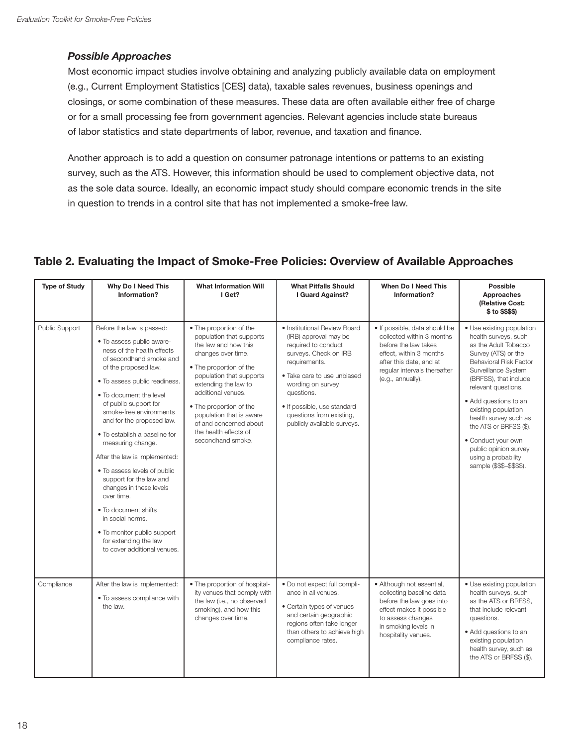### *Possible Approaches*

Most economic impact studies involve obtaining and analyzing publicly available data on employment (e.g., Current Employment Statistics [CES] data), taxable sales revenues, business openings and closings, or some combination of these measures. These data are often available either free of charge or for a small processing fee from government agencies. Relevant agencies include state bureaus of labor statistics and state departments of labor, revenue, and taxation and finance.

Another approach is to add a question on consumer patronage intentions or patterns to an existing survey, such as the ATS. However, this information should be used to complement objective data, not as the sole data source. Ideally, an economic impact study should compare economic trends in the site in question to trends in a control site that has not implemented a smoke-free law.

## Table 2. Evaluating the Impact of Smoke-Free Policies: Overview of Available Approaches

| Type of Study | Why Do I Need This Information? | What Information Will I Get? | What Pitfalls Should I Guard Against? | When Do I Need This Information? | Possible Approaches (Relative Cost: $ to $$$$) |
|---|---|---|---|---|---|
| Public Support | Before the law is passed:<br>• To assess public awareness of the health effects of secondhand smoke and of the proposed law.<br>• To assess public readiness.<br>• To document the level of public support for smoke-free environments and for the proposed law.<br>• To establish a baseline for measuring change.<br>After the law is implemented:<br>• To assess levels of public support for the law and changes in these levels over time.<br>• To document shifts in social norms.<br>• To monitor public support for extending the law to cover additional venues. | • The proportion of the population that supports the law and how this changes over time.<br>• The proportion of the population that supports extending the law to additional venues.<br>• The proportion of the population that is aware of and concerned about the health effects of secondhand smoke. | • Institutional Review Board (IRB) approval may be required to conduct surveys. Check on IRB requirements.<br>• Take care to use unbiased wording on survey questions.<br>• If possible, use standard questions from existing, publicly available surveys. | • If possible, data should be collected within 3 months before the law takes effect, within 3 months after this date, and at regular intervals thereafter (e.g., annually). | • Use existing population health surveys, such as the Adult Tobacco Survey (ATS) or the Behavioral Risk Factor Surveillance System (BRFSS), that include relevant questions.<br>• Add questions to an existing population health survey such as the ATS or BRFSS ($).<br>• Conduct your own public opinion survey using a probability sample ($$$–$$$$). |
| Compliance | After the law is implemented:<br>• To assess compliance with the law. | • The proportion of hospitality venues that comply with the law (i.e., no observed smoking), and how this changes over time. | • Do not expect full compliance in all venues.<br>• Certain types of venues and certain geographic regions often take longer than others to achieve high compliance rates. | • Although not essential, collecting baseline data before the law goes into effect makes it possible to assess changes in smoking levels in hospitality venues. | • Use existing population health surveys, such as the ATS or BRFSS, that include relevant questions.<br>• Add questions to an existing population health survey, such as the ATS or BRFSS ($). |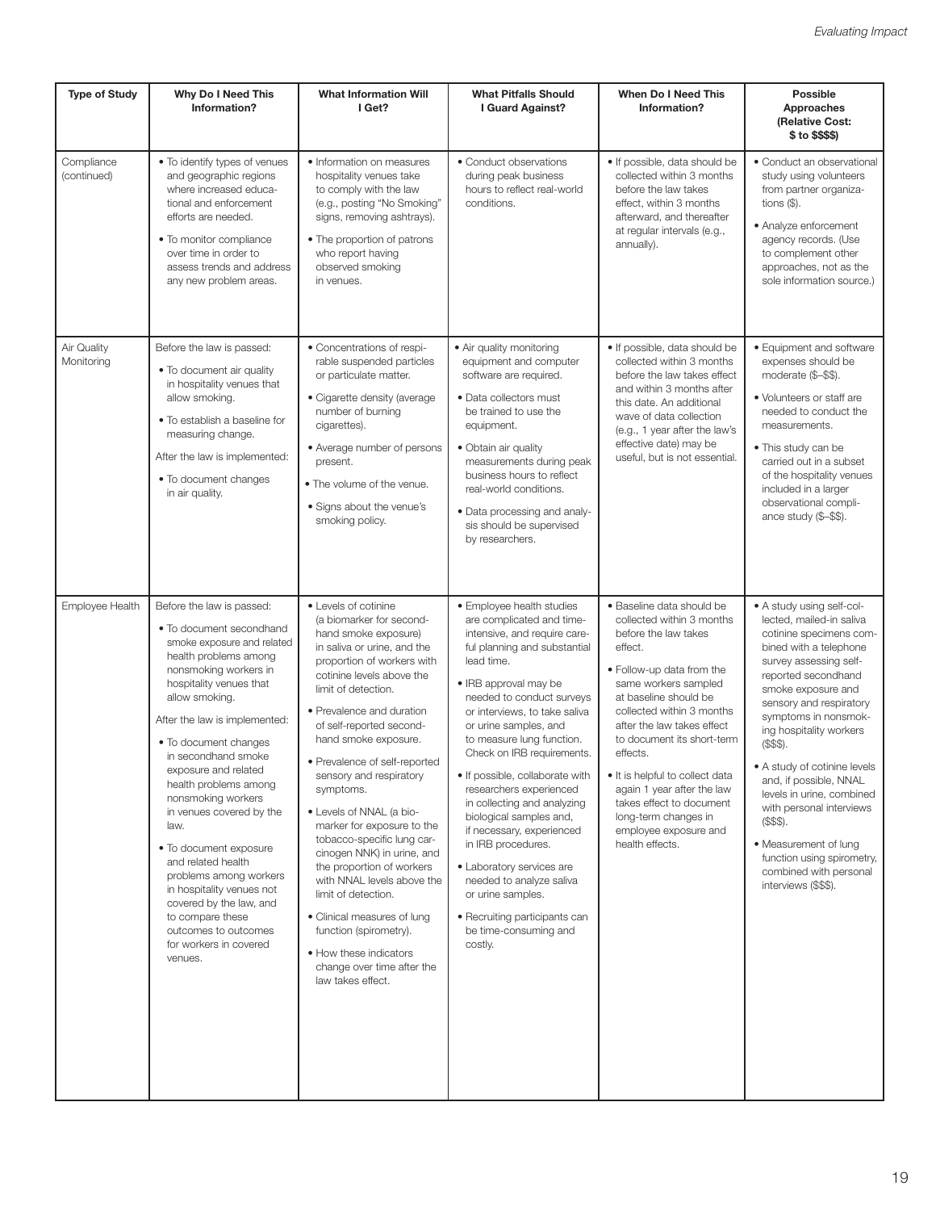| Type of Study | Why Do I Need This Information? | What Information Will I Get? | What Pitfalls Should I Guard Against? | When Do I Need This Information? | Possible Approaches (Relative Cost: $ to $$$$) |
|---|---|---|---|---|---|
| Compliance (continued) | • To identify types of venues and geographic regions where increased educational and enforcement efforts are needed.<br>• To monitor compliance over time in order to assess trends and address any new problem areas. | • Information on measures hospitality venues take to comply with the law (e.g., posting "No Smoking" signs, removing ashtrays).<br>• The proportion of patrons who report having observed smoking in venues. | • Conduct observations during peak business hours to reflect real-world conditions. | • If possible, data should be collected within 3 months before the law takes effect, within 3 months afterward, and thereafter at regular intervals (e.g., annually). | • Conduct an observational study using volunteers from partner organizations ($).<br>• Analyze enforcement agency records. (Use to complement other approaches, not as the sole information source.) |
| Air Quality Monitoring | Before the law is passed:<br>• To document air quality in hospitality venues that allow smoking.<br>• To establish a baseline for measuring change.<br>After the law is implemented:<br>• To document changes in air quality. | • Concentrations of respirable suspended particles or particulate matter.<br>• Cigarette density (average number of burning cigarettes).<br>• Average number of persons present.<br>• The volume of the venue.<br>• Signs about the venue's smoking policy. | • Air quality monitoring equipment and computer software are required.<br>• Data collectors must be trained to use the equipment.<br>• Obtain air quality measurements during peak business hours to reflect real-world conditions.<br>• Data processing and analysis should be supervised by researchers. | • If possible, data should be collected within 3 months before the law takes effect and within 3 months after this date. An additional wave of data collection (e.g., 1 year after the law's effective date) may be useful, but is not essential. | • Equipment and software expenses should be moderate ($–$$).<br>• Volunteers or staff are needed to conduct the measurements.<br>• This study can be carried out in a subset of the hospitality venues included in a larger observational compliance study ($–$$). |
| Employee Health | Before the law is passed:<br>• To document secondhand smoke exposure and related health problems among nonsmoking workers in hospitality venues that allow smoking.<br>After the law is implemented:<br>• To document changes in secondhand smoke exposure and related health problems among nonsmoking workers in venues covered by the law.<br>• To document exposure and related health problems among workers in hospitality venues not covered by the law, and to compare these outcomes to outcomes for workers in covered venues. | • Levels of cotinine (a biomarker for secondhand smoke exposure) in saliva or urine, and the proportion of workers with cotinine levels above the limit of detection.<br>• Prevalence and duration of self-reported secondhand smoke exposure.<br>• Prevalence of self-reported sensory and respiratory symptoms.<br>• Levels of NNAL (a biomarker for exposure to the tobacco-specific lung carcinogen NNK) in urine, and the proportion of workers with NNAL levels above the limit of detection.<br>• Clinical measures of lung function (spirometry).<br>• How these indicators change over time after the law takes effect. | • Employee health studies are complicated and time-intensive, and require careful planning and substantial lead time.<br>• IRB approval may be needed to conduct surveys or interviews, to take saliva or urine samples, and to measure lung function. Check on IRB requirements.<br>• If possible, collaborate with researchers experienced in collecting and analyzing biological samples and, if necessary, experienced in IRB procedures.<br>• Laboratory services are needed to analyze saliva or urine samples.<br>• Recruiting participants can be time-consuming and costly. | • Baseline data should be collected within 3 months before the law takes effect.<br>• Follow-up data from the same workers sampled at baseline should be collected within 3 months after the law takes effect to document its short-term effects.<br>• It is helpful to collect data again 1 year after the law takes effect to document long-term changes in employee exposure and health effects. | • A study using self-collected, mailed-in saliva cotinine specimens combined with a telephone survey assessing self-reported secondhand smoke exposure and sensory and respiratory symptoms in nonsmoking hospitality workers ($$$).<br>• A study of cotinine levels and, if possible, NNAL levels in urine, combined with personal interviews ($$$).<br>• Measurement of lung function using spirometry, combined with personal interviews ($$$). |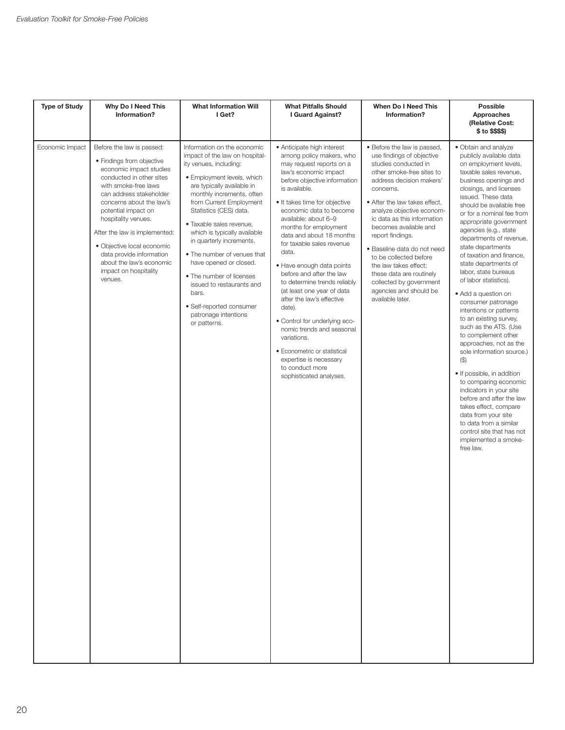| Type of Study | Why Do I Need This Information? | What Information Will I Get? | What Pitfalls Should I Guard Against? | When Do I Need This Information? | Possible Approaches (Relative Cost: $ to $$$$) |
|---|---|---|---|---|---|
| Economic Impact | Before the law is passed:<br>• Findings from objective economic impact studies conducted in other sites with smoke-free laws can address stakeholder concerns about the law's potential impact on hospitality venues.<br>After the law is implemented:<br>• Objective local economic data provide information about the law's economic impact on hospitality venues. | Information on the economic impact of the law on hospitality venues, including:<br>• Employment levels, which are typically available in monthly increments, often from Current Employment Statistics (CES) data.<br>• Taxable sales revenue, which is typically available in quarterly increments.<br>• The number of venues that have opened or closed.<br>• The number of licenses issued to restaurants and bars.<br>• Self-reported consumer patronage intentions or patterns. | • Anticipate high interest among policy makers, who may request reports on a law's economic impact before objective information is available.<br>• It takes time for objective economic data to become available: about 6–9 months for employment data and about 18 months for taxable sales revenue data.<br>• Have enough data points before and after the law to determine trends reliably (at least one year of data after the law's effective date).<br>• Control for underlying economic trends and seasonal variations.<br>• Econometric or statistical expertise is necessary to conduct more sophisticated analyses. | • Before the law is passed, use findings of objective studies conducted in other smoke-free sites to address decision makers' concerns.<br>• After the law takes effect, analyze objective economic data as this information becomes available and report findings.<br>• Baseline data do not need to be collected before the law takes effect; these data are routinely collected by government agencies and should be available later. | • Obtain and analyze publicly available data on employment levels, taxable sales revenue, business openings and closings, and licenses issued. These data should be available free or for a nominal fee from appropriate government agencies (e.g., state departments of revenue, state departments of taxation and finance, state departments of labor, state bureaus of labor statistics).<br>• Add a question on consumer patronage intentions or patterns to an existing survey, such as the ATS. (Use to complement other approaches, not as the sole information source.) ($)<br>• If possible, in addition to comparing economic indicators in your site before and after the law takes effect, compare data from your site to data from a similar control site that has not implemented a smoke-free law. |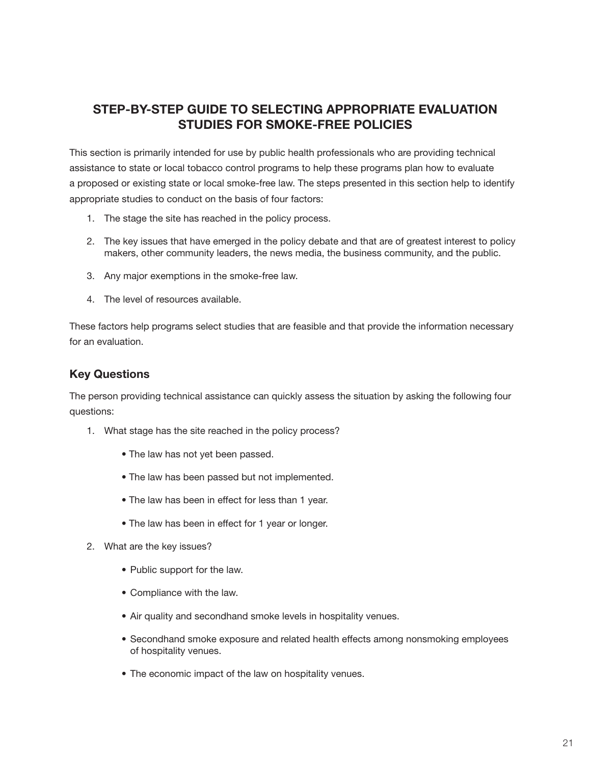## STEP-BY-STEP GUIDE TO SELECTING APPROPRIATE EVALUATION STUDIES FOR SMOKE-FREE POLICIES

This section is primarily intended for use by public health professionals who are providing technical assistance to state or local tobacco control programs to help these programs plan how to evaluate a proposed or existing state or local smoke-free law. The steps presented in this section help to identify appropriate studies to conduct on the basis of four factors:

1. The stage the site has reached in the policy process.
2. The key issues that have emerged in the policy debate and that are of greatest interest to policy makers, other community leaders, the news media, the business community, and the public.
3. Any major exemptions in the smoke-free law.
4. The level of resources available.

These factors help programs select studies that are feasible and that provide the information necessary for an evaluation.

### Key Questions

The person providing technical assistance can quickly assess the situation by asking the following four questions:

1. What stage has the site reached in the policy process?
    - The law has not yet been passed.
    - The law has been passed but not implemented.
    - The law has been in effect for less than 1 year.
    - The law has been in effect for 1 year or longer.
2. What are the key issues?
    - Public support for the law.
    - Compliance with the law.
    - Air quality and secondhand smoke levels in hospitality venues.
    - Secondhand smoke exposure and related health effects among nonsmoking employees of hospitality venues.
    - The economic impact of the law on hospitality venues.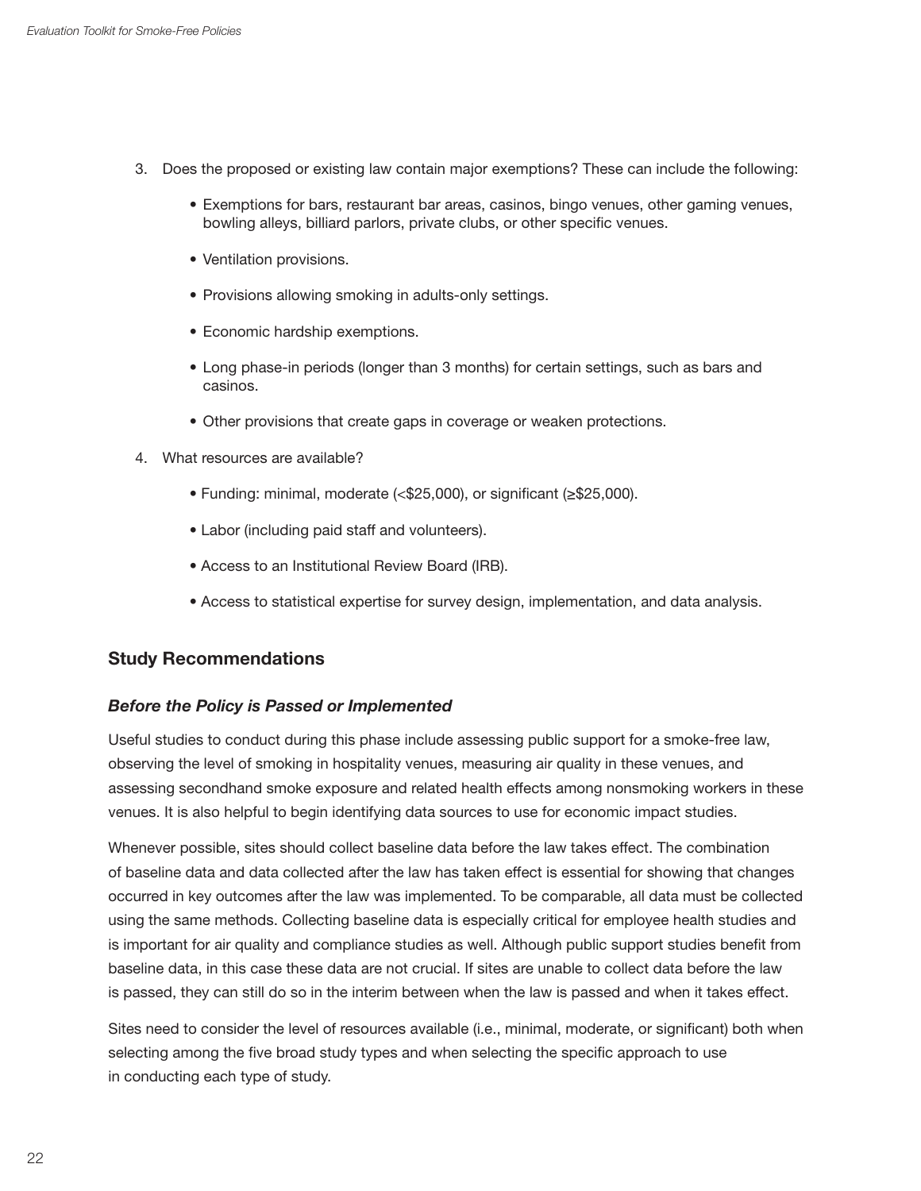3. Does the proposed or existing law contain major exemptions? These can include the following:

    - Exemptions for bars, restaurant bar areas, casinos, bingo venues, other gaming venues, bowling alleys, billiard parlors, private clubs, or other specific venues.
    - Ventilation provisions.
    - Provisions allowing smoking in adults-only settings.
    - Economic hardship exemptions.
    - Long phase-in periods (longer than 3 months) for certain settings, such as bars and casinos.
    - Other provisions that create gaps in coverage or weaken protections.

4. What resources are available?

    - Funding: minimal, moderate (<$25,000), or significant (≥$25,000).
    - Labor (including paid staff and volunteers).
    - Access to an Institutional Review Board (IRB).
    - Access to statistical expertise for survey design, implementation, and data analysis.

## Study Recommendations

### *Before the Policy is Passed or Implemented*

Useful studies to conduct during this phase include assessing public support for a smoke-free law, observing the level of smoking in hospitality venues, measuring air quality in these venues, and assessing secondhand smoke exposure and related health effects among nonsmoking workers in these venues. It is also helpful to begin identifying data sources to use for economic impact studies.

Whenever possible, sites should collect baseline data before the law takes effect. The combination of baseline data and data collected after the law has taken effect is essential for showing that changes occurred in key outcomes after the law was implemented. To be comparable, all data must be collected using the same methods. Collecting baseline data is especially critical for employee health studies and is important for air quality and compliance studies as well. Although public support studies benefit from baseline data, in this case these data are not crucial. If sites are unable to collect data before the law is passed, they can still do so in the interim between when the law is passed and when it takes effect.

Sites need to consider the level of resources available (i.e., minimal, moderate, or significant) both when selecting among the five broad study types and when selecting the specific approach to use in conducting each type of study.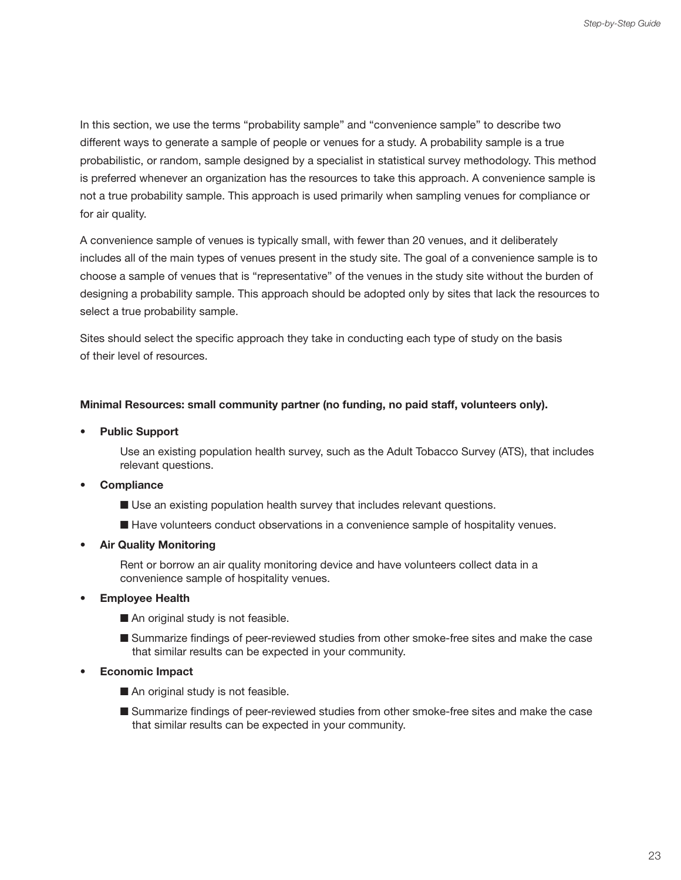In this section, we use the terms "probability sample" and "convenience sample" to describe two different ways to generate a sample of people or venues for a study. A probability sample is a true probabilistic, or random, sample designed by a specialist in statistical survey methodology. This method is preferred whenever an organization has the resources to take this approach. A convenience sample is not a true probability sample. This approach is used primarily when sampling venues for compliance or for air quality.

A convenience sample of venues is typically small, with fewer than 20 venues, and it deliberately includes all of the main types of venues present in the study site. The goal of a convenience sample is to choose a sample of venues that is "representative" of the venues in the study site without the burden of designing a probability sample. This approach should be adopted only by sites that lack the resources to select a true probability sample.

Sites should select the specific approach they take in conducting each type of study on the basis of their level of resources.

**Minimal Resources: small community partner (no funding, no paid staff, volunteers only).**

- **Public Support**

  Use an existing population health survey, such as the Adult Tobacco Survey (ATS), that includes relevant questions.

- **Compliance**
  - Use an existing population health survey that includes relevant questions.
  - Have volunteers conduct observations in a convenience sample of hospitality venues.

- **Air Quality Monitoring**

  Rent or borrow an air quality monitoring device and have volunteers collect data in a convenience sample of hospitality venues.

- **Employee Health**
  - An original study is not feasible.
  - Summarize findings of peer-reviewed studies from other smoke-free sites and make the case that similar results can be expected in your community.

- **Economic Impact**
  - An original study is not feasible.
  - Summarize findings of peer-reviewed studies from other smoke-free sites and make the case that similar results can be expected in your community.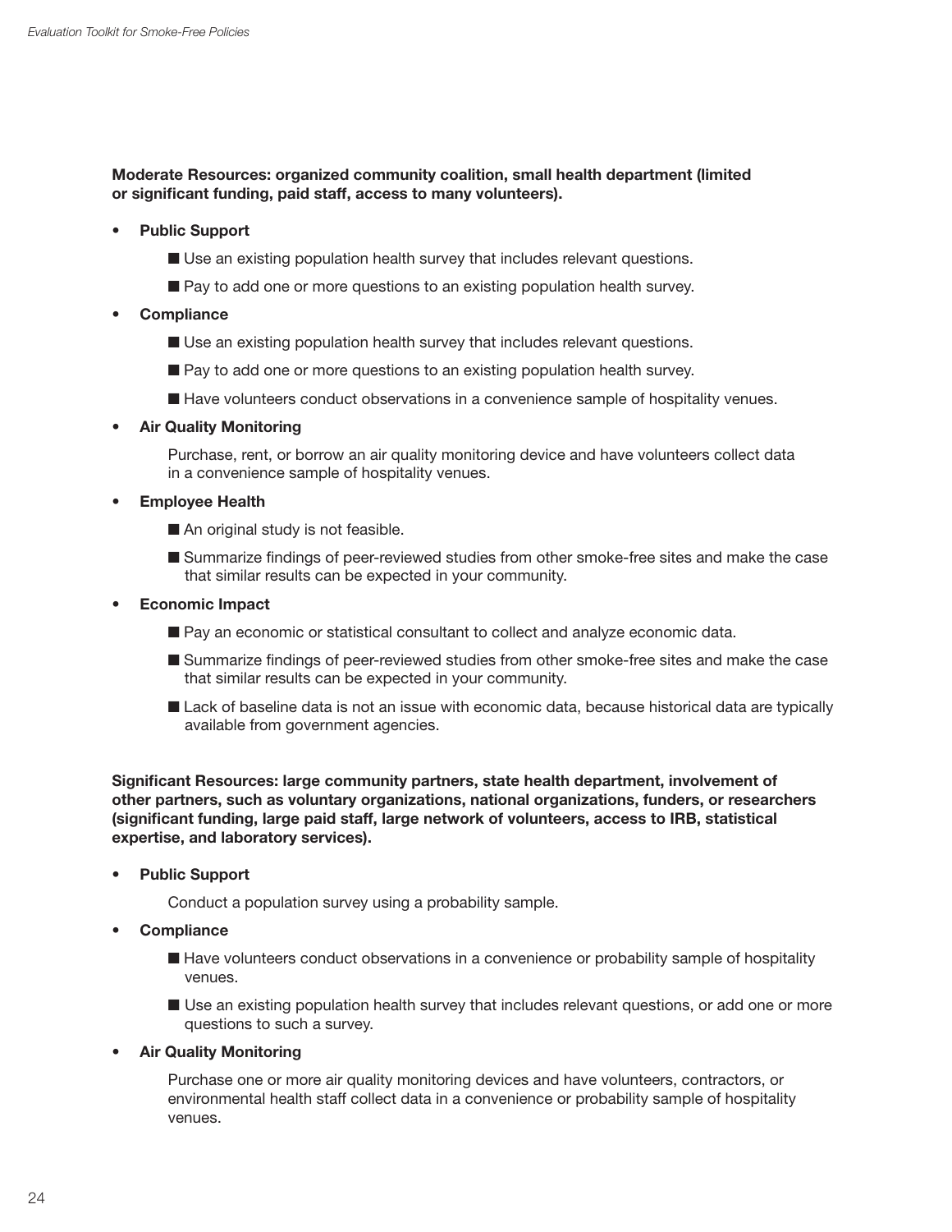**Moderate Resources: organized community coalition, small health department (limited or significant funding, paid staff, access to many volunteers).**

- **Public Support**
  - Use an existing population health survey that includes relevant questions.
  - Pay to add one or more questions to an existing population health survey.
- **Compliance**
  - Use an existing population health survey that includes relevant questions.
  - Pay to add one or more questions to an existing population health survey.
  - Have volunteers conduct observations in a convenience sample of hospitality venues.
- **Air Quality Monitoring**

  Purchase, rent, or borrow an air quality monitoring device and have volunteers collect data in a convenience sample of hospitality venues.
- **Employee Health**
  - An original study is not feasible.
  - Summarize findings of peer-reviewed studies from other smoke-free sites and make the case that similar results can be expected in your community.
- **Economic Impact**
  - Pay an economic or statistical consultant to collect and analyze economic data.
  - Summarize findings of peer-reviewed studies from other smoke-free sites and make the case that similar results can be expected in your community.
  - Lack of baseline data is not an issue with economic data, because historical data are typically available from government agencies.

**Significant Resources: large community partners, state health department, involvement of other partners, such as voluntary organizations, national organizations, funders, or researchers (significant funding, large paid staff, large network of volunteers, access to IRB, statistical expertise, and laboratory services).**

- **Public Support**

  Conduct a population survey using a probability sample.
- **Compliance**
  - Have volunteers conduct observations in a convenience or probability sample of hospitality venues.
  - Use an existing population health survey that includes relevant questions, or add one or more questions to such a survey.
- **Air Quality Monitoring**

  Purchase one or more air quality monitoring devices and have volunteers, contractors, or environmental health staff collect data in a convenience or probability sample of hospitality venues.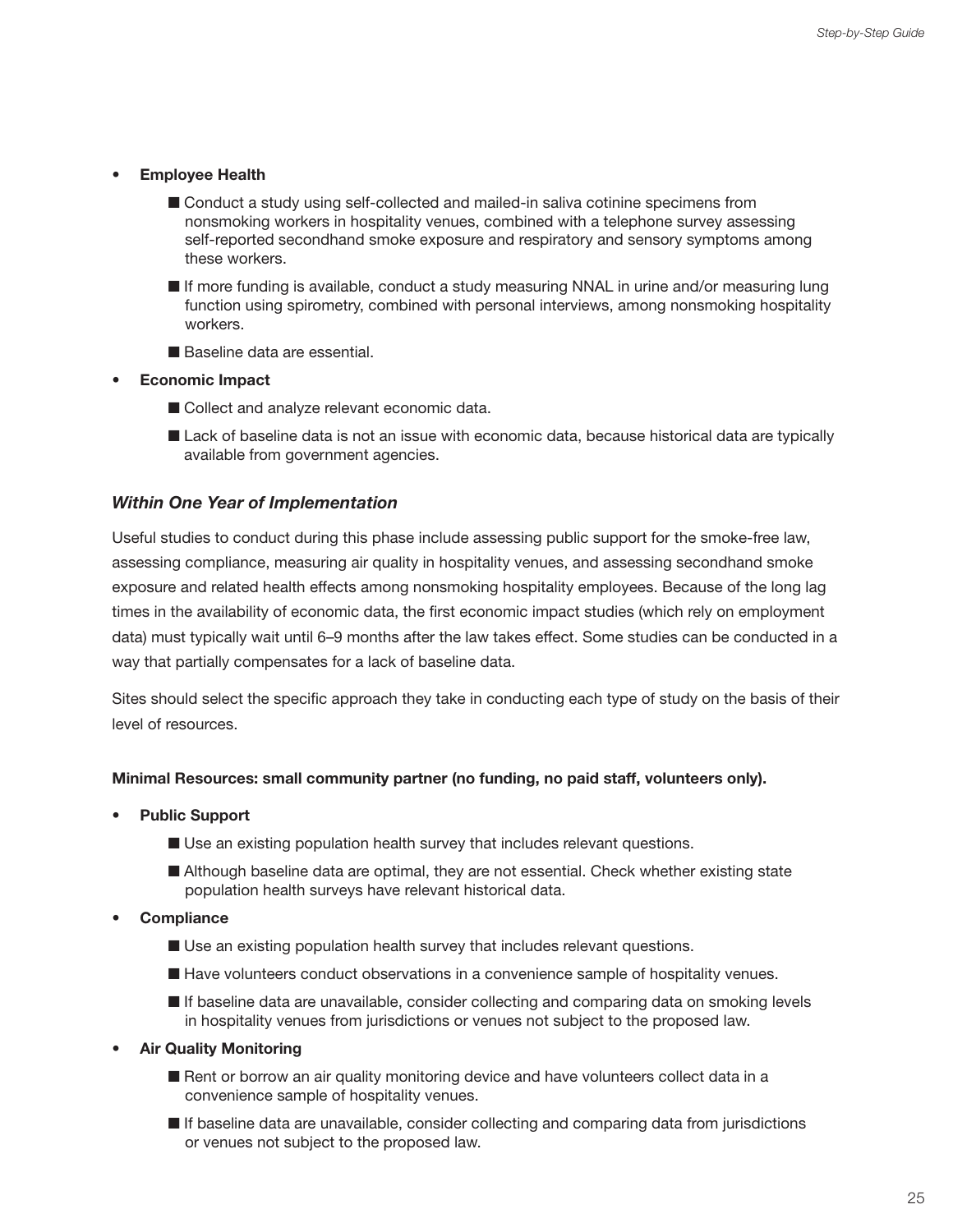- **Employee Health**
  - Conduct a study using self-collected and mailed-in saliva cotinine specimens from nonsmoking workers in hospitality venues, combined with a telephone survey assessing self-reported secondhand smoke exposure and respiratory and sensory symptoms among these workers.
  - If more funding is available, conduct a study measuring NNAL in urine and/or measuring lung function using spirometry, combined with personal interviews, among nonsmoking hospitality workers.
  - Baseline data are essential.
- **Economic Impact**
  - Collect and analyze relevant economic data.
  - Lack of baseline data is not an issue with economic data, because historical data are typically available from government agencies.

### *Within One Year of Implementation*

Useful studies to conduct during this phase include assessing public support for the smoke-free law, assessing compliance, measuring air quality in hospitality venues, and assessing secondhand smoke exposure and related health effects among nonsmoking hospitality employees. Because of the long lag times in the availability of economic data, the first economic impact studies (which rely on employment data) must typically wait until 6–9 months after the law takes effect. Some studies can be conducted in a way that partially compensates for a lack of baseline data.

Sites should select the specific approach they take in conducting each type of study on the basis of their level of resources.

**Minimal Resources: small community partner (no funding, no paid staff, volunteers only).**

- **Public Support**
  - Use an existing population health survey that includes relevant questions.
  - Although baseline data are optimal, they are not essential. Check whether existing state population health surveys have relevant historical data.
- **Compliance**
  - Use an existing population health survey that includes relevant questions.
  - Have volunteers conduct observations in a convenience sample of hospitality venues.
  - If baseline data are unavailable, consider collecting and comparing data on smoking levels in hospitality venues from jurisdictions or venues not subject to the proposed law.
- **Air Quality Monitoring**
  - Rent or borrow an air quality monitoring device and have volunteers collect data in a convenience sample of hospitality venues.
  - If baseline data are unavailable, consider collecting and comparing data from jurisdictions or venues not subject to the proposed law.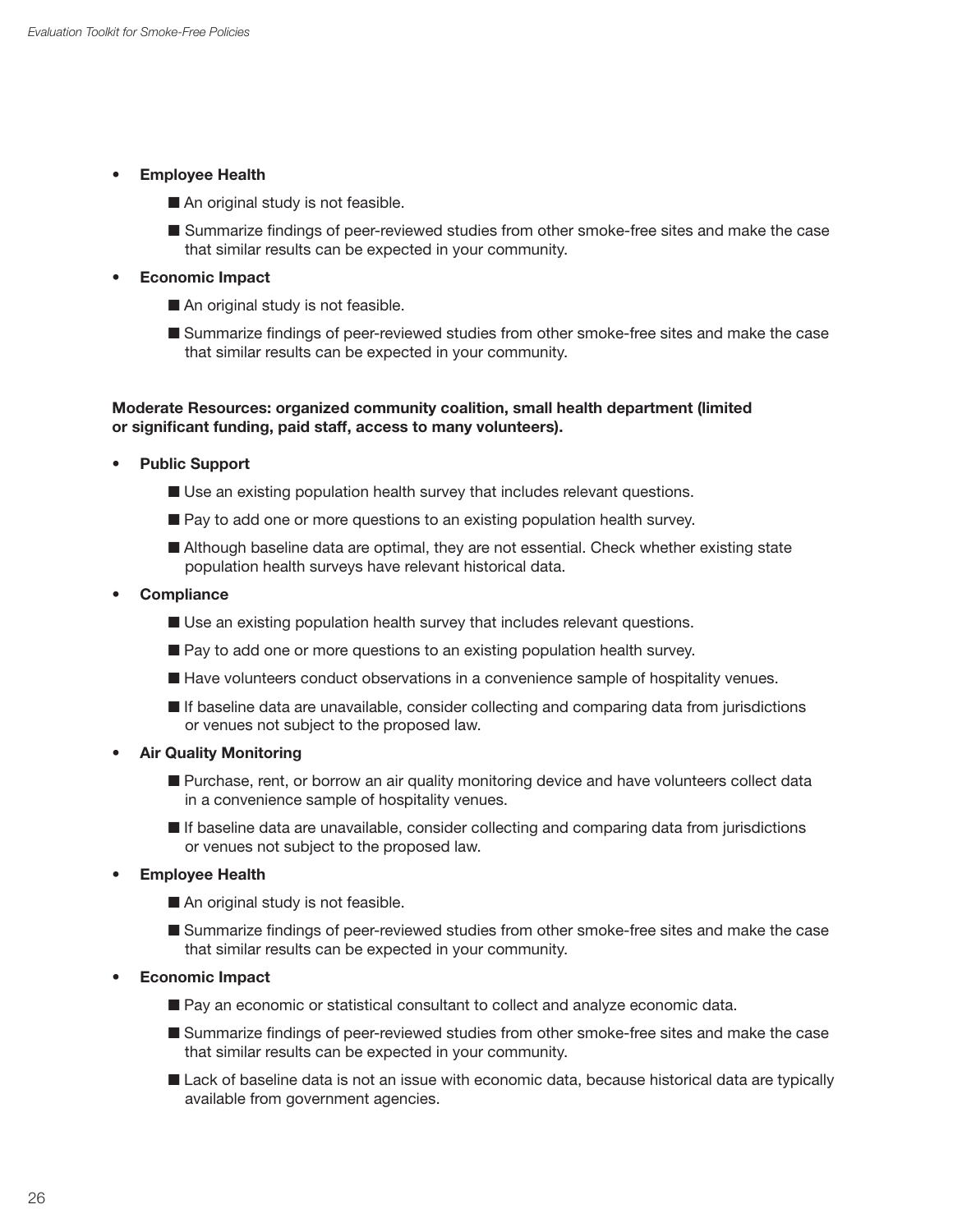- **Employee Health**
  - An original study is not feasible.
  - Summarize findings of peer-reviewed studies from other smoke-free sites and make the case that similar results can be expected in your community.
- **Economic Impact**
  - An original study is not feasible.
  - Summarize findings of peer-reviewed studies from other smoke-free sites and make the case that similar results can be expected in your community.

**Moderate Resources: organized community coalition, small health department (limited or significant funding, paid staff, access to many volunteers).**

- **Public Support**
  - Use an existing population health survey that includes relevant questions.
  - Pay to add one or more questions to an existing population health survey.
  - Although baseline data are optimal, they are not essential. Check whether existing state population health surveys have relevant historical data.
- **Compliance**
  - Use an existing population health survey that includes relevant questions.
  - Pay to add one or more questions to an existing population health survey.
  - Have volunteers conduct observations in a convenience sample of hospitality venues.
  - If baseline data are unavailable, consider collecting and comparing data from jurisdictions or venues not subject to the proposed law.
- **Air Quality Monitoring**
  - Purchase, rent, or borrow an air quality monitoring device and have volunteers collect data in a convenience sample of hospitality venues.
  - If baseline data are unavailable, consider collecting and comparing data from jurisdictions or venues not subject to the proposed law.
- **Employee Health**
  - An original study is not feasible.
  - Summarize findings of peer-reviewed studies from other smoke-free sites and make the case that similar results can be expected in your community.
- **Economic Impact**
  - Pay an economic or statistical consultant to collect and analyze economic data.
  - Summarize findings of peer-reviewed studies from other smoke-free sites and make the case that similar results can be expected in your community.
  - Lack of baseline data is not an issue with economic data, because historical data are typically available from government agencies.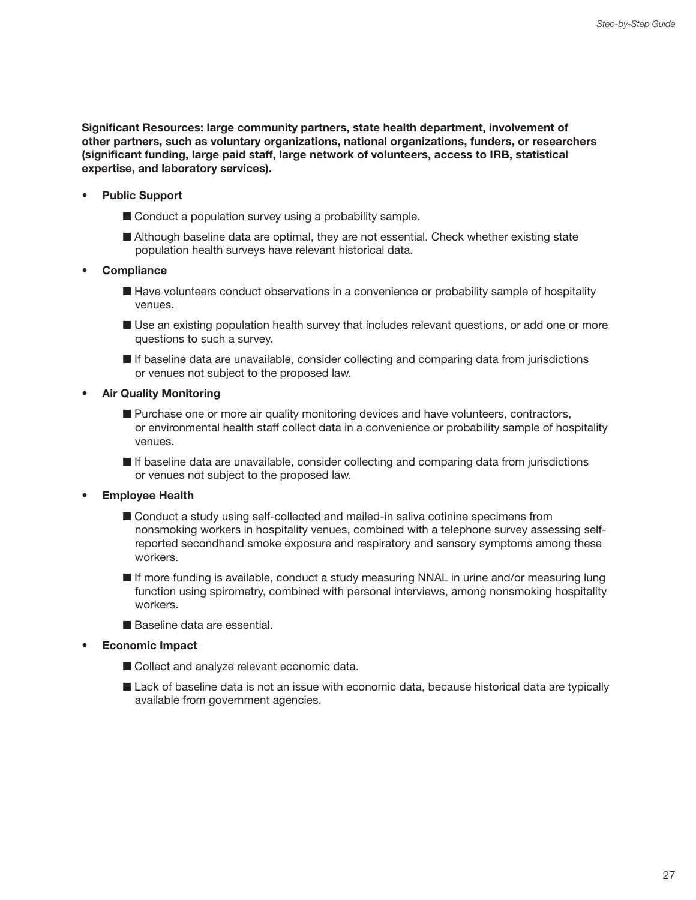**Significant Resources: large community partners, state health department, involvement of other partners, such as voluntary organizations, national organizations, funders, or researchers (significant funding, large paid staff, large network of volunteers, access to IRB, statistical expertise, and laboratory services).**

- **Public Support**
  - Conduct a population survey using a probability sample.
  - Although baseline data are optimal, they are not essential. Check whether existing state population health surveys have relevant historical data.
- **Compliance**
  - Have volunteers conduct observations in a convenience or probability sample of hospitality venues.
  - Use an existing population health survey that includes relevant questions, or add one or more questions to such a survey.
  - If baseline data are unavailable, consider collecting and comparing data from jurisdictions or venues not subject to the proposed law.
- **Air Quality Monitoring**
  - Purchase one or more air quality monitoring devices and have volunteers, contractors, or environmental health staff collect data in a convenience or probability sample of hospitality venues.
  - If baseline data are unavailable, consider collecting and comparing data from jurisdictions or venues not subject to the proposed law.
- **Employee Health**
  - Conduct a study using self-collected and mailed-in saliva cotinine specimens from nonsmoking workers in hospitality venues, combined with a telephone survey assessing self-reported secondhand smoke exposure and respiratory and sensory symptoms among these workers.
  - If more funding is available, conduct a study measuring NNAL in urine and/or measuring lung function using spirometry, combined with personal interviews, among nonsmoking hospitality workers.
  - Baseline data are essential.
- **Economic Impact**
  - Collect and analyze relevant economic data.
  - Lack of baseline data is not an issue with economic data, because historical data are typically available from government agencies.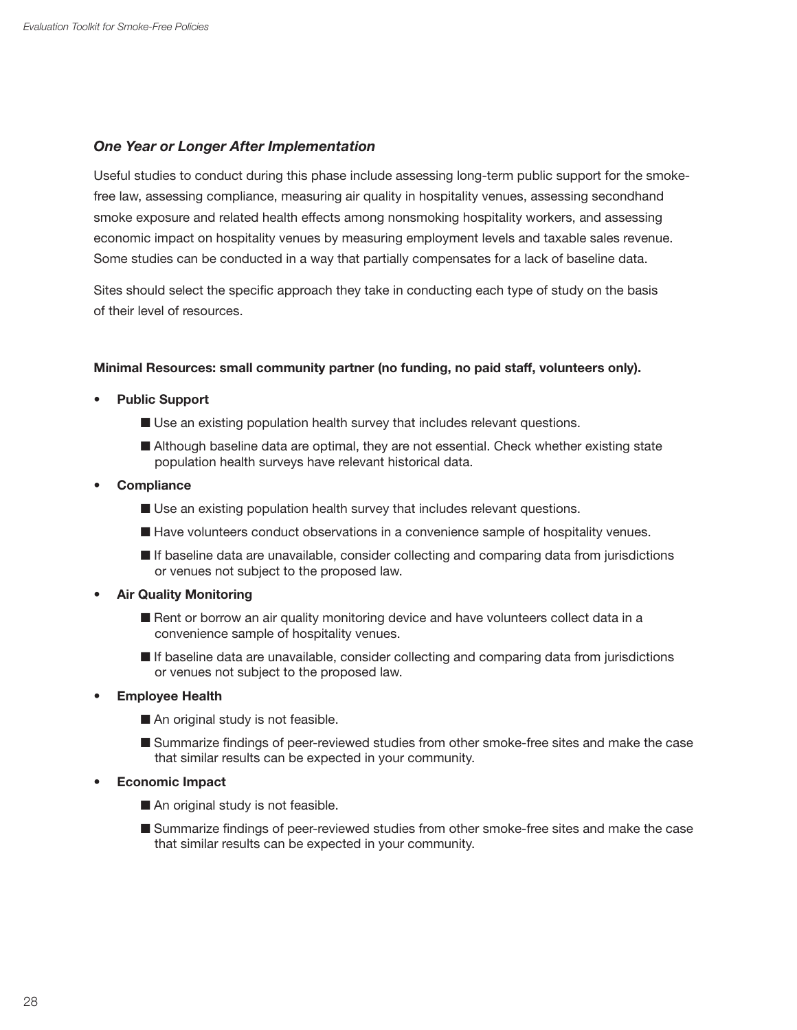### *One Year or Longer After Implementation*

Useful studies to conduct during this phase include assessing long-term public support for the smoke-free law, assessing compliance, measuring air quality in hospitality venues, assessing secondhand smoke exposure and related health effects among nonsmoking hospitality workers, and assessing economic impact on hospitality venues by measuring employment levels and taxable sales revenue. Some studies can be conducted in a way that partially compensates for a lack of baseline data.

Sites should select the specific approach they take in conducting each type of study on the basis of their level of resources.

**Minimal Resources: small community partner (no funding, no paid staff, volunteers only).**

- **Public Support**
  - Use an existing population health survey that includes relevant questions.
  - Although baseline data are optimal, they are not essential. Check whether existing state population health surveys have relevant historical data.
- **Compliance**
  - Use an existing population health survey that includes relevant questions.
  - Have volunteers conduct observations in a convenience sample of hospitality venues.
  - If baseline data are unavailable, consider collecting and comparing data from jurisdictions or venues not subject to the proposed law.
- **Air Quality Monitoring**
  - Rent or borrow an air quality monitoring device and have volunteers collect data in a convenience sample of hospitality venues.
  - If baseline data are unavailable, consider collecting and comparing data from jurisdictions or venues not subject to the proposed law.
- **Employee Health**
  - An original study is not feasible.
  - Summarize findings of peer-reviewed studies from other smoke-free sites and make the case that similar results can be expected in your community.
- **Economic Impact**
  - An original study is not feasible.
  - Summarize findings of peer-reviewed studies from other smoke-free sites and make the case that similar results can be expected in your community.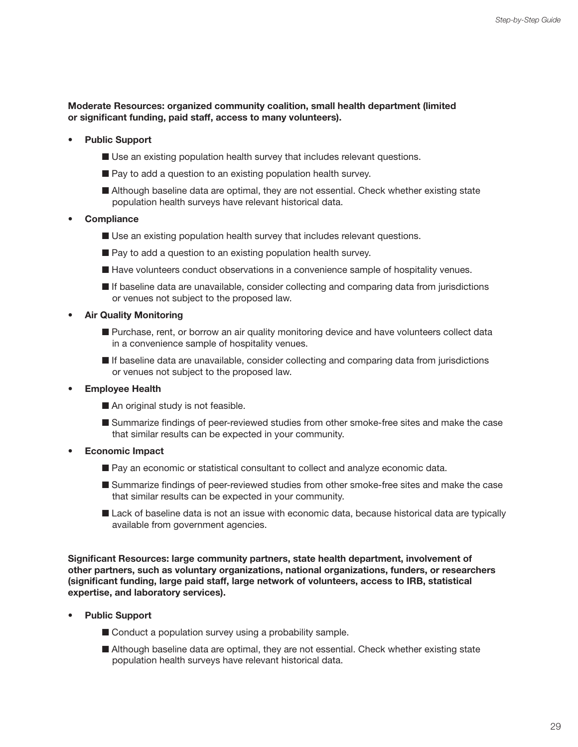**Moderate Resources: organized community coalition, small health department (limited or significant funding, paid staff, access to many volunteers).**

- **Public Support**
  - Use an existing population health survey that includes relevant questions.
  - Pay to add a question to an existing population health survey.
  - Although baseline data are optimal, they are not essential. Check whether existing state population health surveys have relevant historical data.
- **Compliance**
  - Use an existing population health survey that includes relevant questions.
  - Pay to add a question to an existing population health survey.
  - Have volunteers conduct observations in a convenience sample of hospitality venues.
  - If baseline data are unavailable, consider collecting and comparing data from jurisdictions or venues not subject to the proposed law.
- **Air Quality Monitoring**
  - Purchase, rent, or borrow an air quality monitoring device and have volunteers collect data in a convenience sample of hospitality venues.
  - If baseline data are unavailable, consider collecting and comparing data from jurisdictions or venues not subject to the proposed law.
- **Employee Health**
  - An original study is not feasible.
  - Summarize findings of peer-reviewed studies from other smoke-free sites and make the case that similar results can be expected in your community.
- **Economic Impact**
  - Pay an economic or statistical consultant to collect and analyze economic data.
  - Summarize findings of peer-reviewed studies from other smoke-free sites and make the case that similar results can be expected in your community.
  - Lack of baseline data is not an issue with economic data, because historical data are typically available from government agencies.

**Significant Resources: large community partners, state health department, involvement of other partners, such as voluntary organizations, national organizations, funders, or researchers (significant funding, large paid staff, large network of volunteers, access to IRB, statistical expertise, and laboratory services).**

- **Public Support**
  - Conduct a population survey using a probability sample.
  - Although baseline data are optimal, they are not essential. Check whether existing state population health surveys have relevant historical data.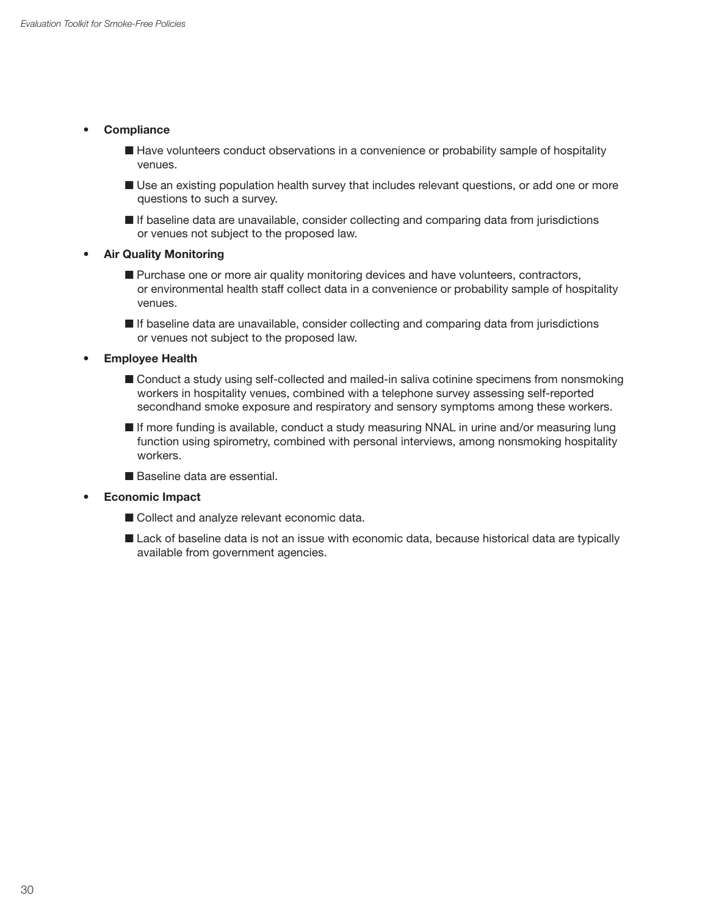- **Compliance**
  - Have volunteers conduct observations in a convenience or probability sample of hospitality venues.
  - Use an existing population health survey that includes relevant questions, or add one or more questions to such a survey.
  - If baseline data are unavailable, consider collecting and comparing data from jurisdictions or venues not subject to the proposed law.
- **Air Quality Monitoring**
  - Purchase one or more air quality monitoring devices and have volunteers, contractors, or environmental health staff collect data in a convenience or probability sample of hospitality venues.
  - If baseline data are unavailable, consider collecting and comparing data from jurisdictions or venues not subject to the proposed law.
- **Employee Health**
  - Conduct a study using self-collected and mailed-in saliva cotinine specimens from nonsmoking workers in hospitality venues, combined with a telephone survey assessing self-reported secondhand smoke exposure and respiratory and sensory symptoms among these workers.
  - If more funding is available, conduct a study measuring NNAL in urine and/or measuring lung function using spirometry, combined with personal interviews, among nonsmoking hospitality workers.
  - Baseline data are essential.
- **Economic Impact**
  - Collect and analyze relevant economic data.
  - Lack of baseline data is not an issue with economic data, because historical data are typically available from government agencies.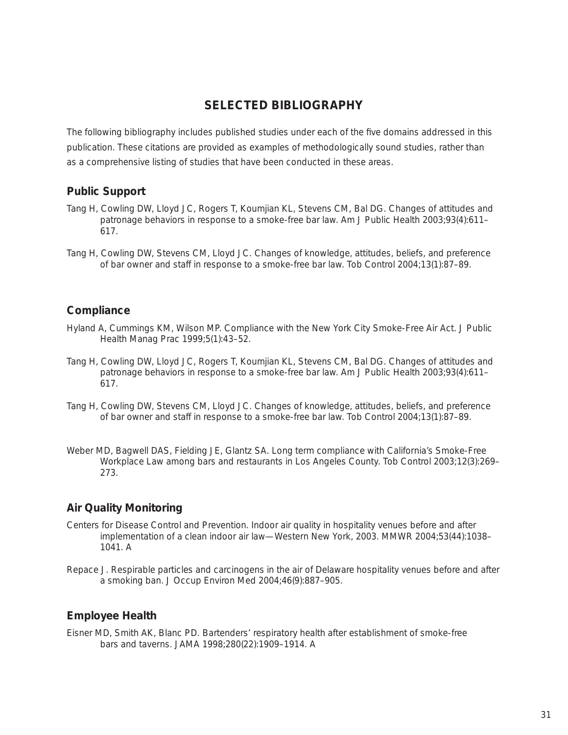## SELECTED BIBLIOGRAPHY

The following bibliography includes published studies under each of the five domains addressed in this publication. These citations are provided as examples of methodologically sound studies, rather than as a comprehensive listing of studies that have been conducted in these areas.

### Public Support

Tang H, Cowling DW, Lloyd JC, Rogers T, Koumjian KL, Stevens CM, Bal DG. Changes of attitudes and patronage behaviors in response to a smoke-free bar law. Am J Public Health 2003;93(4):611–617.

Tang H, Cowling DW, Stevens CM, Lloyd JC. Changes of knowledge, attitudes, beliefs, and preference of bar owner and staff in response to a smoke-free bar law. Tob Control 2004;13(1):87–89.

### Compliance

Hyland A, Cummings KM, Wilson MP. Compliance with the New York City Smoke-Free Air Act. J Public Health Manag Prac 1999;5(1):43–52.

Tang H, Cowling DW, Lloyd JC, Rogers T, Koumjian KL, Stevens CM, Bal DG. Changes of attitudes and patronage behaviors in response to a smoke-free bar law. Am J Public Health 2003;93(4):611–617.

Tang H, Cowling DW, Stevens CM, Lloyd JC. Changes of knowledge, attitudes, beliefs, and preference of bar owner and staff in response to a smoke-free bar law. Tob Control 2004;13(1):87–89.

Weber MD, Bagwell DAS, Fielding JE, Glantz SA. Long term compliance with California's Smoke-Free Workplace Law among bars and restaurants in Los Angeles County. Tob Control 2003;12(3):269–273.

### Air Quality Monitoring

Centers for Disease Control and Prevention. Indoor air quality in hospitality venues before and after implementation of a clean indoor air law—Western New York, 2003. MMWR 2004;53(44):1038–1041. A

Repace J. Respirable particles and carcinogens in the air of Delaware hospitality venues before and after a smoking ban. J Occup Environ Med 2004;46(9):887–905.

### Employee Health

Eisner MD, Smith AK, Blanc PD. Bartenders' respiratory health after establishment of smoke-free bars and taverns. JAMA 1998;280(22):1909–1914. A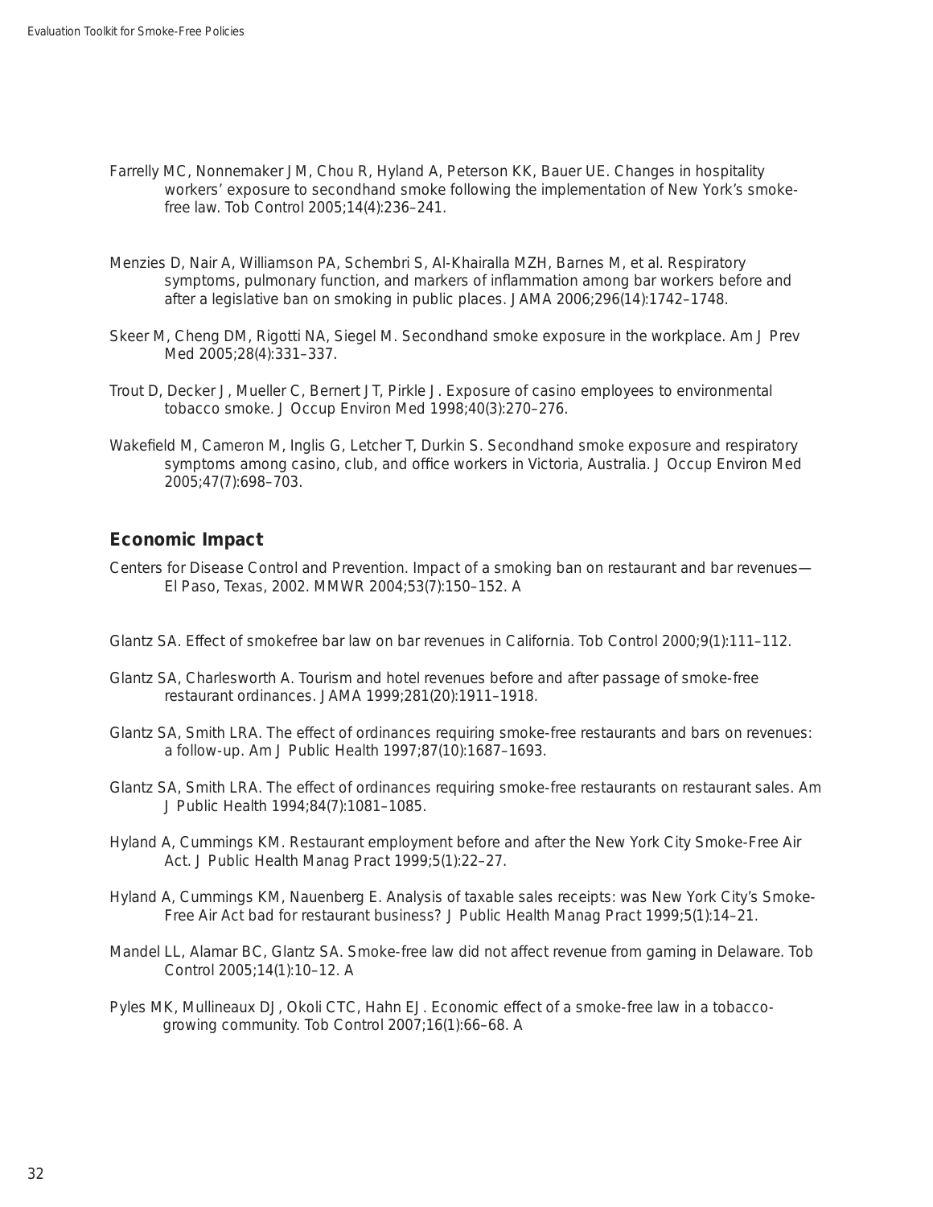Farrelly MC, Nonnemaker JM, Chou R, Hyland A, Peterson KK, Bauer UE. Changes in hospitality workers' exposure to secondhand smoke following the implementation of New York's smoke-free law. Tob Control 2005;14(4):236–241.

Menzies D, Nair A, Williamson PA, Schembri S, Al-Khairalla MZH, Barnes M, et al. Respiratory symptoms, pulmonary function, and markers of inflammation among bar workers before and after a legislative ban on smoking in public places. JAMA 2006;296(14):1742–1748.

Skeer M, Cheng DM, Rigotti NA, Siegel M. Secondhand smoke exposure in the workplace. Am J Prev Med 2005;28(4):331–337.

Trout D, Decker J, Mueller C, Bernert JT, Pirkle J. Exposure of casino employees to environmental tobacco smoke. J Occup Environ Med 1998;40(3):270–276.

Wakefield M, Cameron M, Inglis G, Letcher T, Durkin S. Secondhand smoke exposure and respiratory symptoms among casino, club, and office workers in Victoria, Australia. J Occup Environ Med 2005;47(7):698–703.

## Economic Impact

Centers for Disease Control and Prevention. Impact of a smoking ban on restaurant and bar revenues—El Paso, Texas, 2002. MMWR 2004;53(7):150–152. A

Glantz SA. Effect of smokefree bar law on bar revenues in California. Tob Control 2000;9(1):111–112.

Glantz SA, Charlesworth A. Tourism and hotel revenues before and after passage of smoke-free restaurant ordinances. JAMA 1999;281(20):1911–1918.

Glantz SA, Smith LRA. The effect of ordinances requiring smoke-free restaurants and bars on revenues: a follow-up. Am J Public Health 1997;87(10):1687–1693.

Glantz SA, Smith LRA. The effect of ordinances requiring smoke-free restaurants on restaurant sales. Am J Public Health 1994;84(7):1081–1085.

Hyland A, Cummings KM. Restaurant employment before and after the New York City Smoke-Free Air Act. J Public Health Manag Pract 1999;5(1):22–27.

Hyland A, Cummings KM, Nauenberg E. Analysis of taxable sales receipts: was New York City's Smoke-Free Air Act bad for restaurant business? J Public Health Manag Pract 1999;5(1):14–21.

Mandel LL, Alamar BC, Glantz SA. Smoke-free law did not affect revenue from gaming in Delaware. Tob Control 2005;14(1):10–12. A

Pyles MK, Mullineaux DJ, Okoli CTC, Hahn EJ. Economic effect of a smoke-free law in a tobacco-growing community. Tob Control 2007;16(1):66–68. A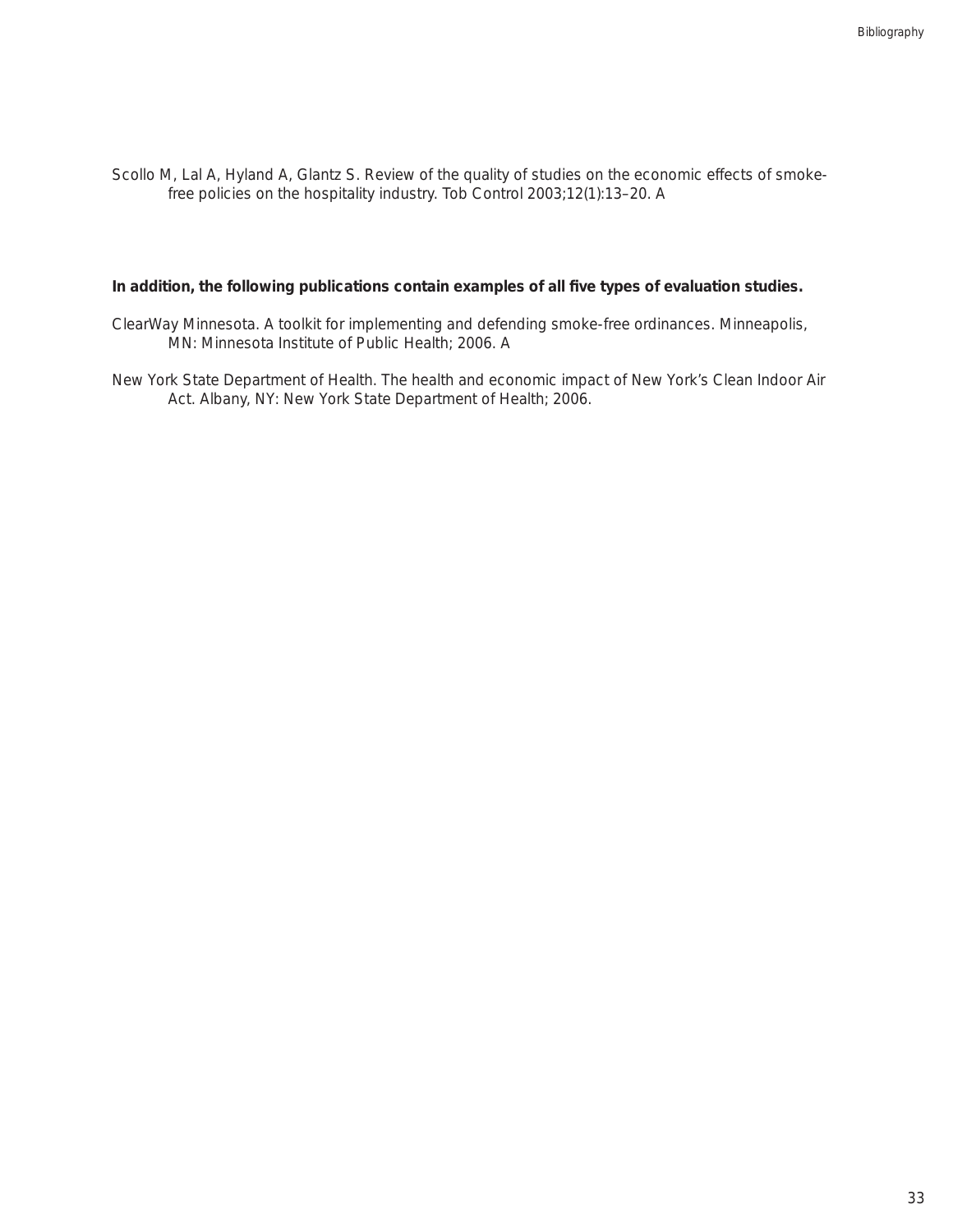Scollo M, Lal A, Hyland A, Glantz S. Review of the quality of studies on the economic effects of smoke-free policies on the hospitality industry. Tob Control 2003;12(1):13–20. A

**In addition, the following publications contain examples of all five types of evaluation studies.**

ClearWay Minnesota. A toolkit for implementing and defending smoke-free ordinances. Minneapolis, MN: Minnesota Institute of Public Health; 2006. A

New York State Department of Health. The health and economic impact of New York's Clean Indoor Air Act. Albany, NY: New York State Department of Health; 2006.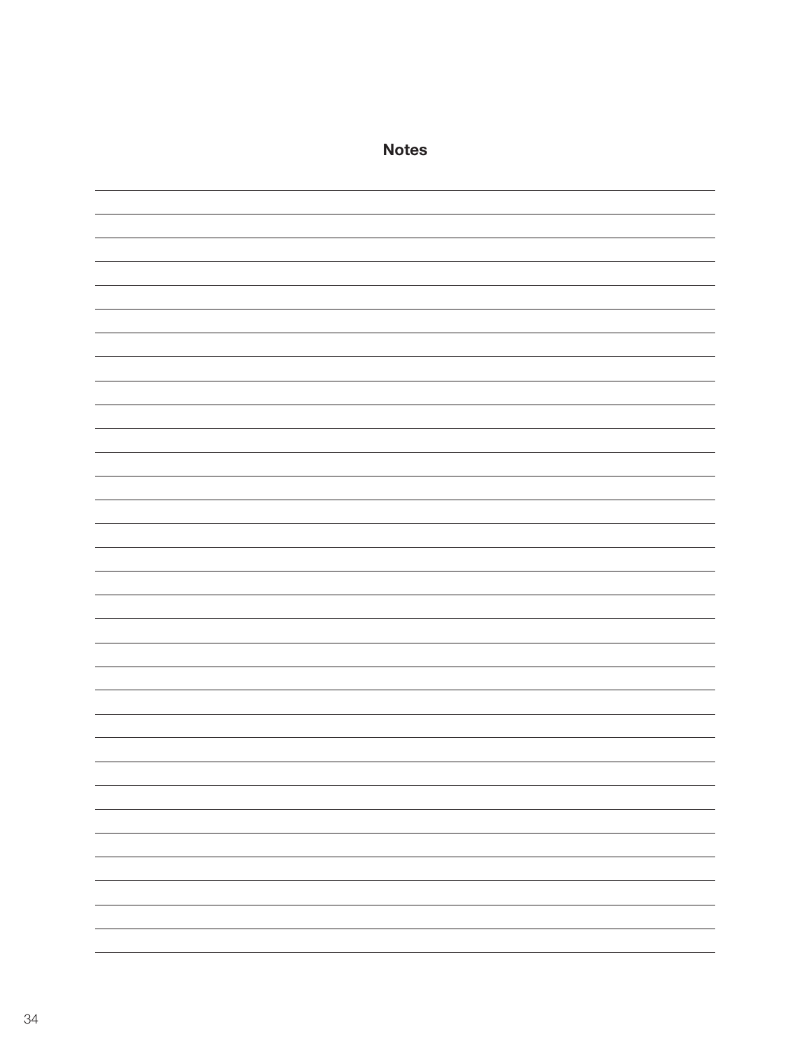## Notes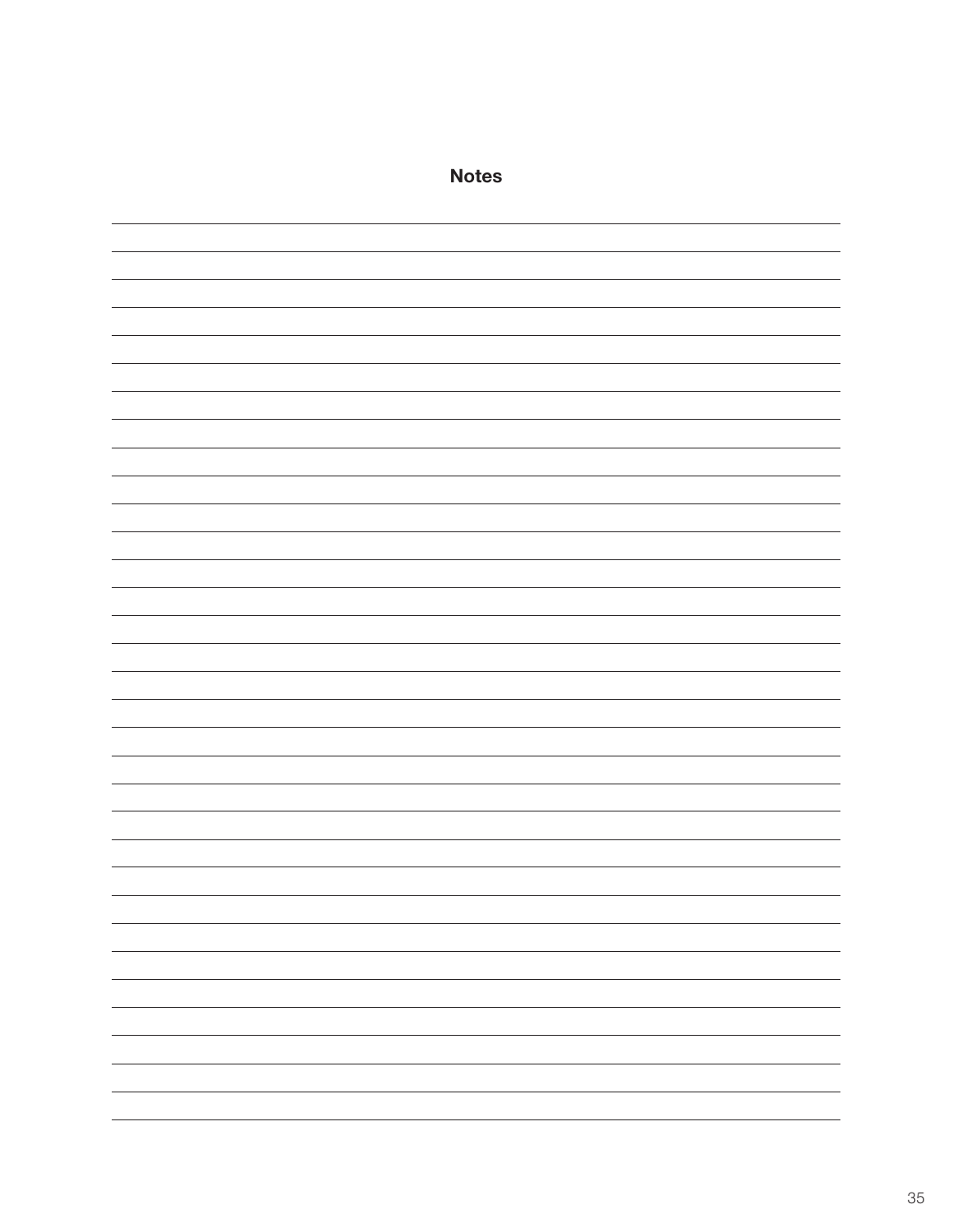## Notes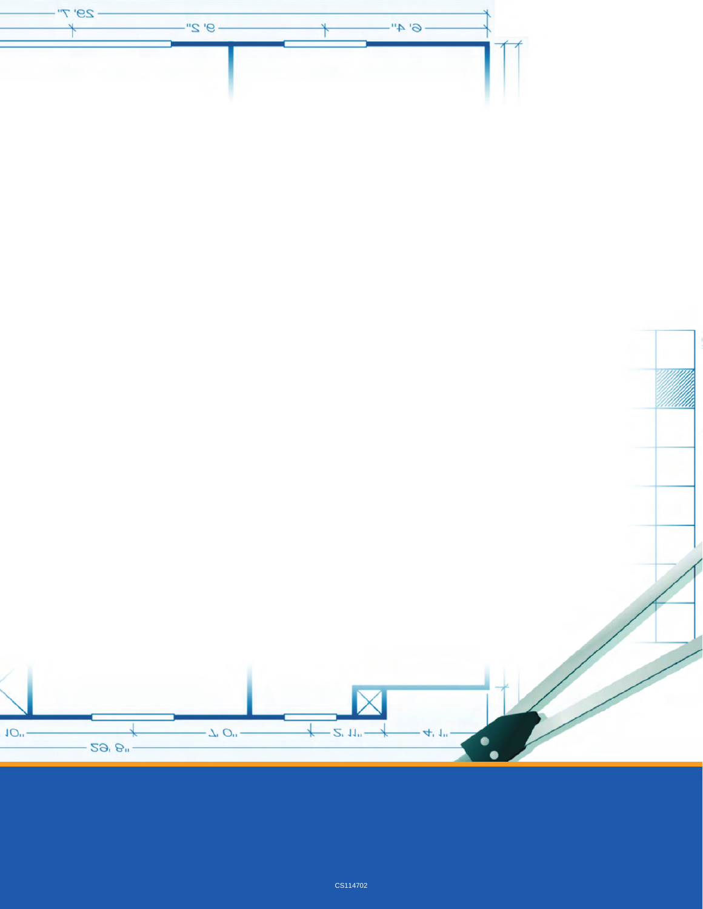CS114702